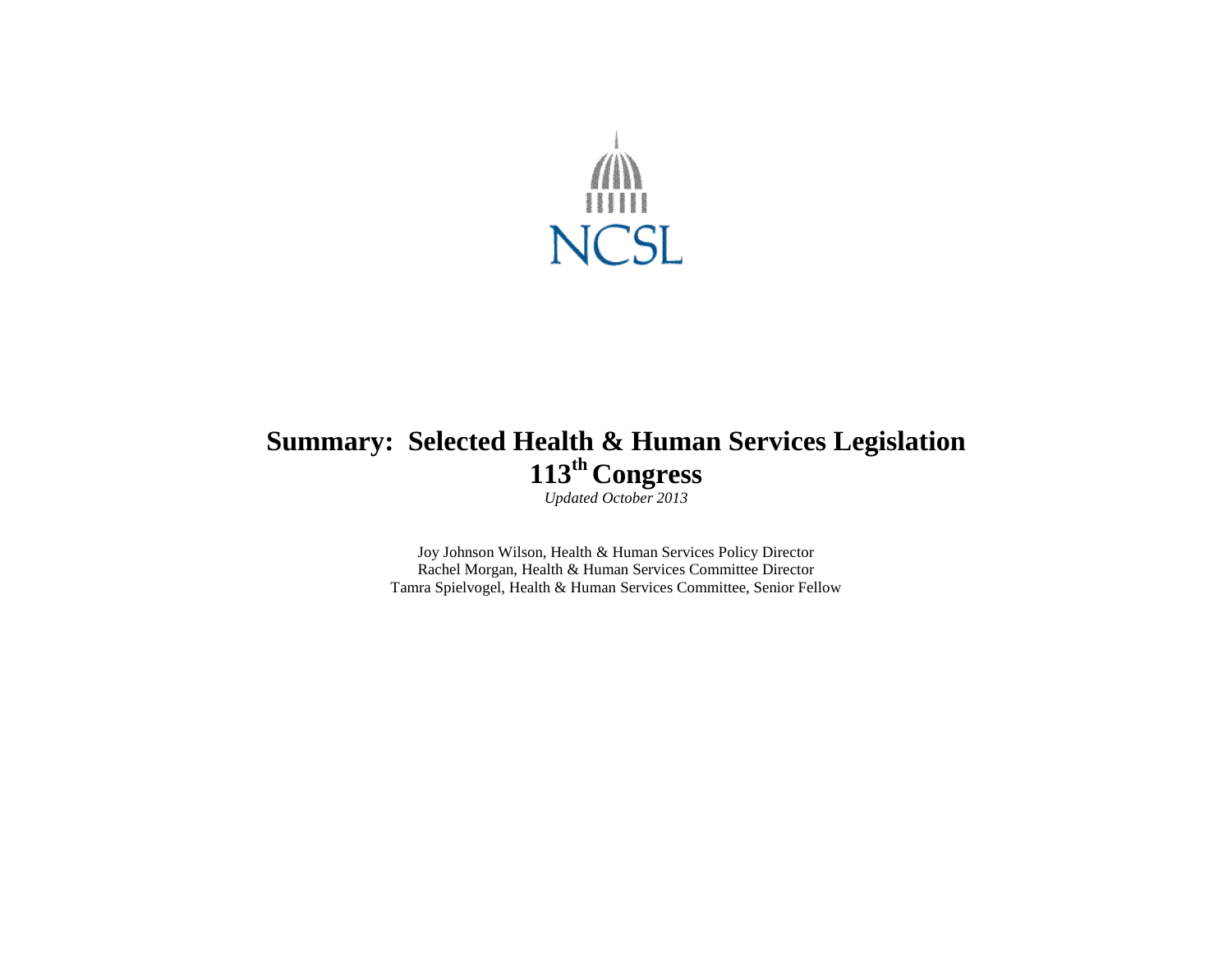NCSL

# Summary: Selected Health & Human Services Legislation 113th Congress

*Updated October 2013*

Joy Johnson Wilson, Health & Human Services Policy Director
Rachel Morgan, Health & Human Services Committee Director
Tamra Spielvogel, Health & Human Services Committee, Senior Fellow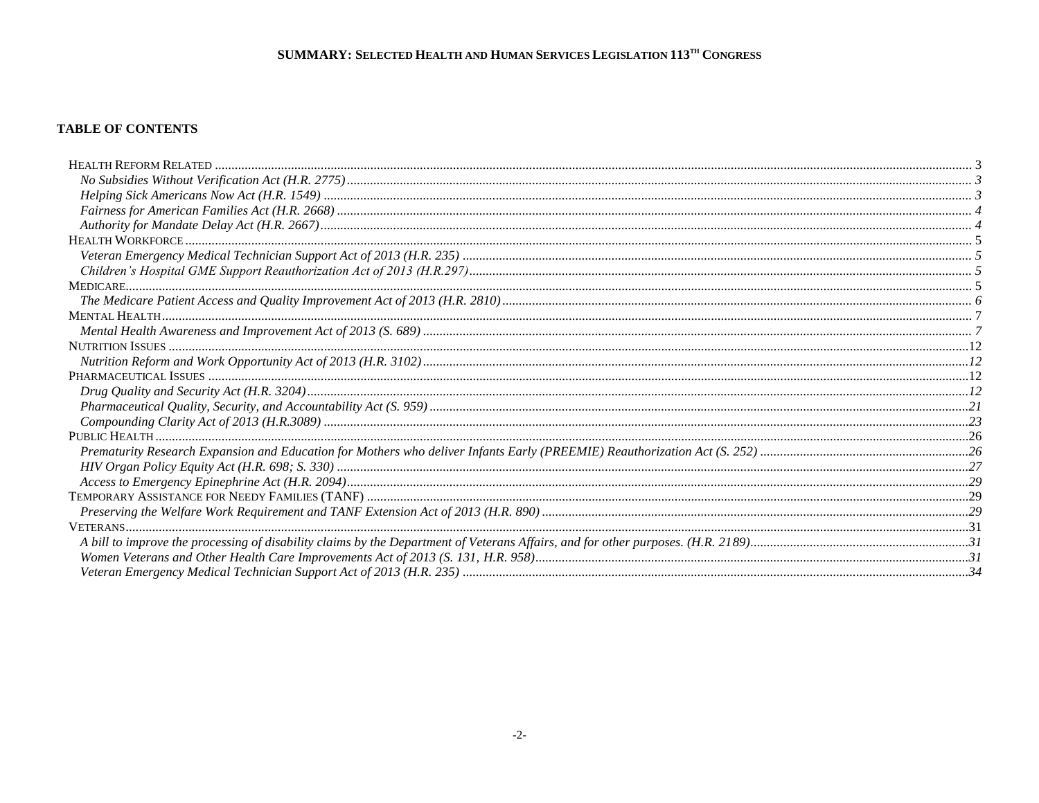## TABLE OF CONTENTS

- HEALTH REFORM RELATED .......... 3
  - *No Subsidies Without Verification Act (H.R. 2775)* .......... *3*
  - *Helping Sick Americans Now Act (H.R. 1549)* .......... *3*
  - *Fairness for American Families Act (H.R. 2668)* .......... *4*
  - *Authority for Mandate Delay Act (H.R. 2667)* .......... *4*
- HEALTH WORKFORCE .......... 5
  - *Veteran Emergency Medical Technician Support Act of 2013 (H.R. 235)* .......... *5*
  - *Children's Hospital GME Support Reauthorization Act of 2013 (H.R.297)* .......... *5*
- MEDICARE .......... 5
  - *The Medicare Patient Access and Quality Improvement Act of 2013 (H.R. 2810)* .......... *6*
- MENTAL HEALTH .......... 7
  - *Mental Health Awareness and Improvement Act of 2013 (S. 689)* .......... *7*
- NUTRITION ISSUES .......... 12
  - *Nutrition Reform and Work Opportunity Act of 2013 (H.R. 3102)* .......... *12*
- PHARMACEUTICAL ISSUES .......... 12
  - *Drug Quality and Security Act (H.R. 3204)* .......... *12*
  - *Pharmaceutical Quality, Security, and Accountability Act (S. 959)* .......... *21*
  - *Compounding Clarity Act of 2013 (H.R.3089)* .......... *23*
- PUBLIC HEALTH .......... 26
  - *Prematurity Research Expansion and Education for Mothers who deliver Infants Early (PREEMIE) Reauthorization Act (S. 252)* .......... *26*
  - *HIV Organ Policy Equity Act (H.R. 698; S. 330)* .......... *27*
  - *Access to Emergency Epinephrine Act (H.R. 2094)* .......... *29*
- TEMPORARY ASSISTANCE FOR NEEDY FAMILIES (TANF) .......... 29
  - *Preserving the Welfare Work Requirement and TANF Extension Act of 2013 (H.R. 890)* .......... *29*
- VETERANS .......... 31
  - *A bill to improve the processing of disability claims by the Department of Veterans Affairs, and for other purposes. (H.R. 2189)* .......... *31*
  - *Women Veterans and Other Health Care Improvements Act of 2013 (S. 131, H.R. 958)* .......... *31*
  - *Veteran Emergency Medical Technician Support Act of 2013 (H.R. 235)* .......... *34*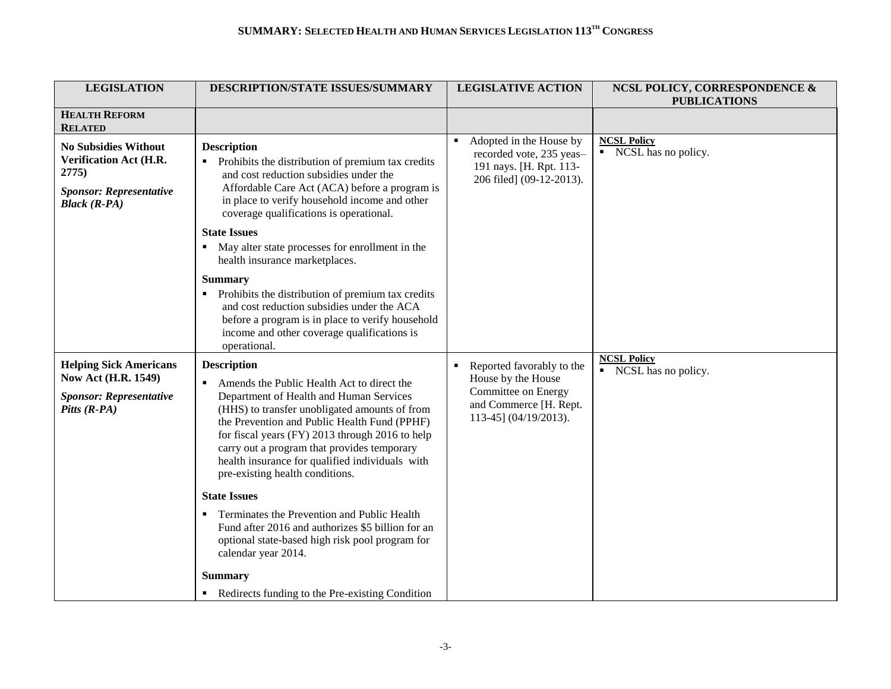**SUMMARY: SELECTED HEALTH AND HUMAN SERVICES LEGISLATION 113TH CONGRESS**

| LEGISLATION | DESCRIPTION/STATE ISSUES/SUMMARY | LEGISLATIVE ACTION | NCSL POLICY, CORRESPONDENCE & PUBLICATIONS |
|---|---|---|---|
| **HEALTH REFORM RELATED** | | | |
| **No Subsidies Without Verification Act (H.R. 2775)**<br><br>***Sponsor: Representative Black (R-PA)*** | **Description**<br>▪ Prohibits the distribution of premium tax credits and cost reduction subsidies under the Affordable Care Act (ACA) before a program is in place to verify household income and other coverage qualifications is operational.<br><br>**State Issues**<br>▪ May alter state processes for enrollment in the health insurance marketplaces.<br><br>**Summary**<br>▪ Prohibits the distribution of premium tax credits and cost reduction subsidies under the ACA before a program is in place to verify household income and other coverage qualifications is operational. | ▪ Adopted in the House by recorded vote, 235 yeas–191 nays. [H. Rpt. 113-206 filed] (09-12-2013). | **NCSL Policy**<br>▪ NCSL has no policy. |
| **Helping Sick Americans Now Act (H.R. 1549)**<br><br>***Sponsor: Representative Pitts (R-PA)*** | **Description**<br>▪ Amends the Public Health Act to direct the Department of Health and Human Services (HHS) to transfer unobligated amounts of from the Prevention and Public Health Fund (PPHF) for fiscal years (FY) 2013 through 2016 to help carry out a program that provides temporary health insurance for qualified individuals with pre-existing health conditions.<br><br>**State Issues**<br>▪ Terminates the Prevention and Public Health Fund after 2016 and authorizes $5 billion for an optional state-based high risk pool program for calendar year 2014.<br><br>**Summary**<br>▪ Redirects funding to the Pre-existing Condition | ▪ Reported favorably to the House by the House Committee on Energy and Commerce [H. Rept. 113-45] (04/19/2013). | **NCSL Policy**<br>▪ NCSL has no policy. |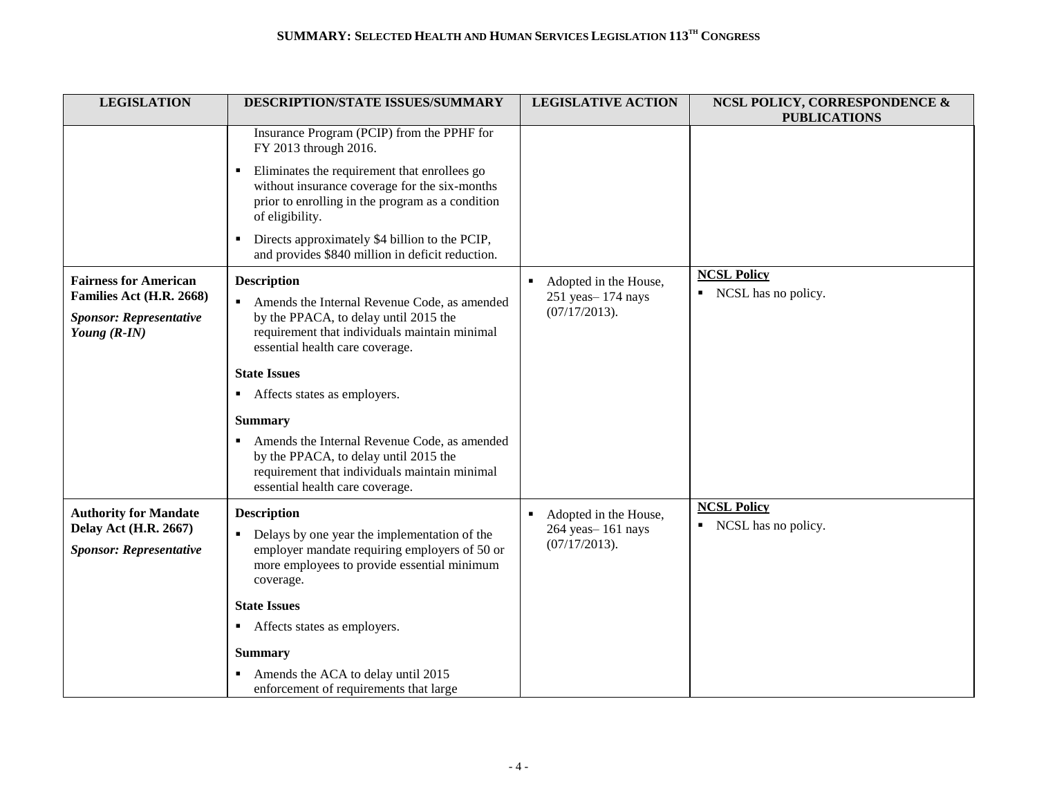**SUMMARY: SELECTED HEALTH AND HUMAN SERVICES LEGISLATION 113TH CONGRESS**

| LEGISLATION | DESCRIPTION/STATE ISSUES/SUMMARY | LEGISLATIVE ACTION | NCSL POLICY, CORRESPONDENCE & PUBLICATIONS |
|---|---|---|---|
| | Insurance Program (PCIP) from the PPHF for FY 2013 through 2016.<br>▪ Eliminates the requirement that enrollees go without insurance coverage for the six-months prior to enrolling in the program as a condition of eligibility.<br>▪ Directs approximately $4 billion to the PCIP, and provides $840 million in deficit reduction. | | |
| **Fairness for American Families Act (H.R. 2668)**<br>***Sponsor: Representative Young (R-IN)*** | **Description**<br>▪ Amends the Internal Revenue Code, as amended by the PPACA, to delay until 2015 the requirement that individuals maintain minimal essential health care coverage.<br>**State Issues**<br>▪ Affects states as employers.<br>**Summary**<br>▪ Amends the Internal Revenue Code, as amended by the PPACA, to delay until 2015 the requirement that individuals maintain minimal essential health care coverage. | ▪ Adopted in the House, 251 yeas– 174 nays (07/17/2013). | **NCSL Policy**<br>▪ NCSL has no policy. |
| **Authority for Mandate Delay Act (H.R. 2667)**<br>***Sponsor: Representative*** | **Description**<br>▪ Delays by one year the implementation of the employer mandate requiring employers of 50 or more employees to provide essential minimum coverage.<br>**State Issues**<br>▪ Affects states as employers.<br>**Summary**<br>▪ Amends the ACA to delay until 2015 enforcement of requirements that large | ▪ Adopted in the House, 264 yeas– 161 nays (07/17/2013). | **NCSL Policy**<br>▪ NCSL has no policy. |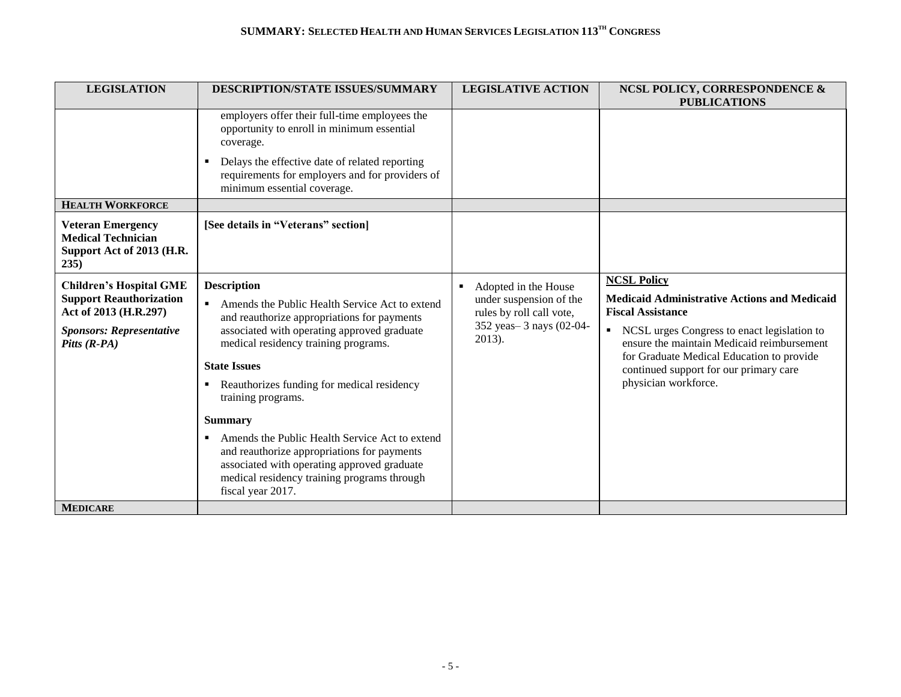| LEGISLATION | DESCRIPTION/STATE ISSUES/SUMMARY | LEGISLATIVE ACTION | NCSL POLICY, CORRESPONDENCE & PUBLICATIONS |
|---|---|---|---|
| | employers offer their full-time employees the opportunity to enroll in minimum essential coverage.<br>▪ Delays the effective date of related reporting requirements for employers and for providers of minimum essential coverage. | | |
| **HEALTH WORKFORCE** | | | |
| **Veteran Emergency Medical Technician Support Act of 2013 (H.R. 235)** | **[See details in "Veterans" section]** | | |
| **Children's Hospital GME Support Reauthorization Act of 2013 (H.R.297)**<br><br>***Sponsors: Representative Pitts (R-PA)*** | **Description**<br>▪ Amends the Public Health Service Act to extend and reauthorize appropriations for payments associated with operating approved graduate medical residency training programs.<br><br>**State Issues**<br>▪ Reauthorizes funding for medical residency training programs.<br><br>**Summary**<br>▪ Amends the Public Health Service Act to extend and reauthorize appropriations for payments associated with operating approved graduate medical residency training programs through fiscal year 2017. | ▪ Adopted in the House under suspension of the rules by roll call vote, 352 yeas– 3 nays (02-04-2013). | **NCSL Policy**<br><br>**Medicaid Administrative Actions and Medicaid Fiscal Assistance**<br>▪ NCSL urges Congress to enact legislation to ensure the maintain Medicaid reimbursement for Graduate Medical Education to provide continued support for our primary care physician workforce. |
| **MEDICARE** | | | |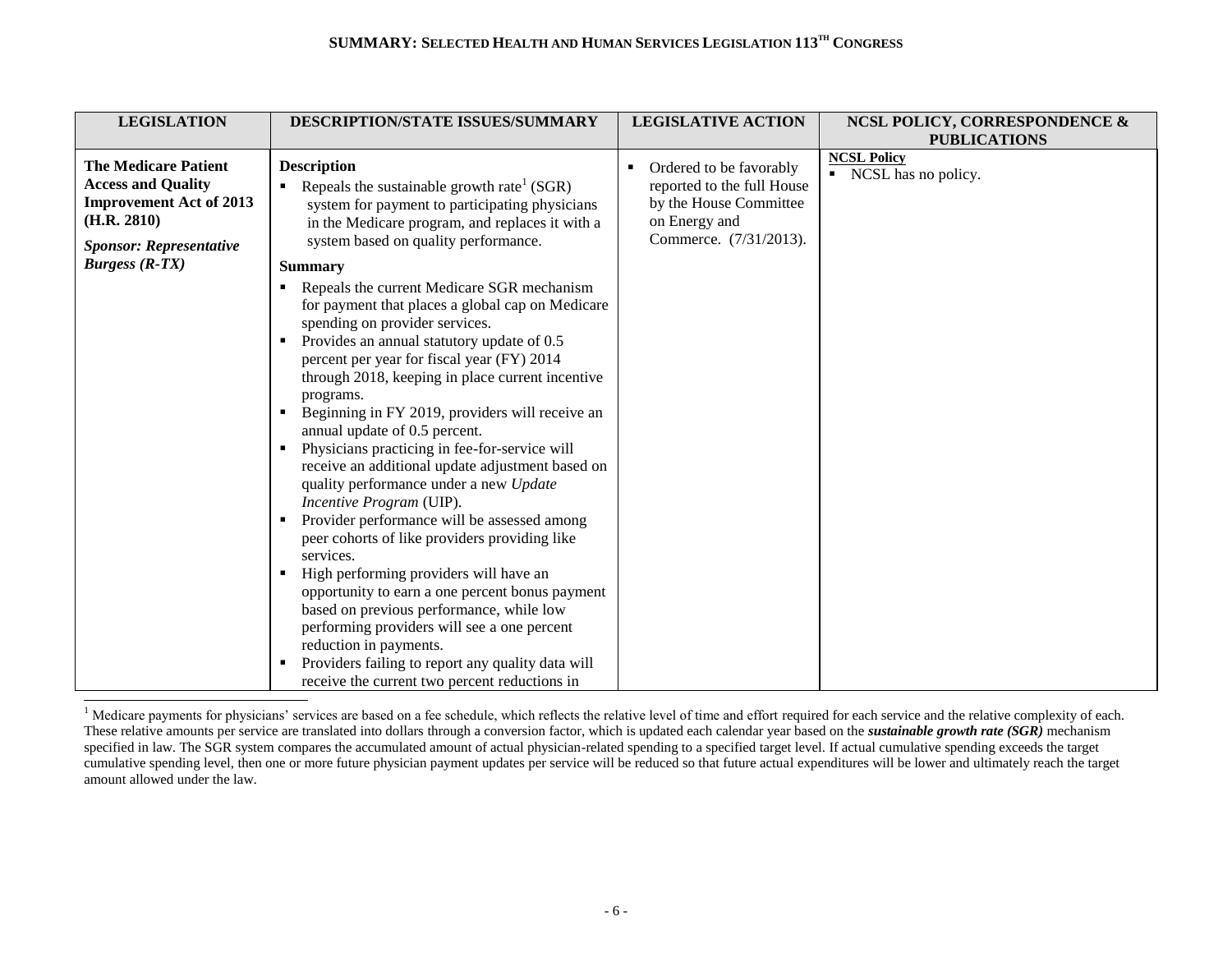| LEGISLATION | DESCRIPTION/STATE ISSUES/SUMMARY | LEGISLATIVE ACTION | NCSL POLICY, CORRESPONDENCE & PUBLICATIONS |
| --- | --- | --- | --- |
| **The Medicare Patient Access and Quality Improvement Act of 2013 (H.R. 2810)**<br><br>***Sponsor: Representative Burgess (R-TX)*** | **Description**<br>▪ Repeals the sustainable growth rate[1] (SGR) system for payment to participating physicians in the Medicare program, and replaces it with a system based on quality performance.<br><br>**Summary**<br>▪ Repeals the current Medicare SGR mechanism for payment that places a global cap on Medicare spending on provider services.<br>▪ Provides an annual statutory update of 0.5 percent per year for fiscal year (FY) 2014 through 2018, keeping in place current incentive programs.<br>▪ Beginning in FY 2019, providers will receive an annual update of 0.5 percent.<br>▪ Physicians practicing in fee-for-service will receive an additional update adjustment based on quality performance under a new *Update Incentive Program* (UIP).<br>▪ Provider performance will be assessed among peer cohorts of like providers providing like services.<br>▪ High performing providers will have an opportunity to earn a one percent bonus payment based on previous performance, while low performing providers will see a one percent reduction in payments.<br>▪ Providers failing to report any quality data will receive the current two percent reductions in | ▪ Ordered to be favorably reported to the full House by the House Committee on Energy and Commerce. (7/31/2013). | **NCSL Policy**<br>▪ NCSL has no policy. |

[1] Medicare payments for physicians' services are based on a fee schedule, which reflects the relative level of time and effort required for each service and the relative complexity of each. These relative amounts per service are translated into dollars through a conversion factor, which is updated each calendar year based on the ***sustainable growth rate (SGR)*** mechanism specified in law. The SGR system compares the accumulated amount of actual physician-related spending to a specified target level. If actual cumulative spending exceeds the target cumulative spending level, then one or more future physician payment updates per service will be reduced so that future actual expenditures will be lower and ultimately reach the target amount allowed under the law.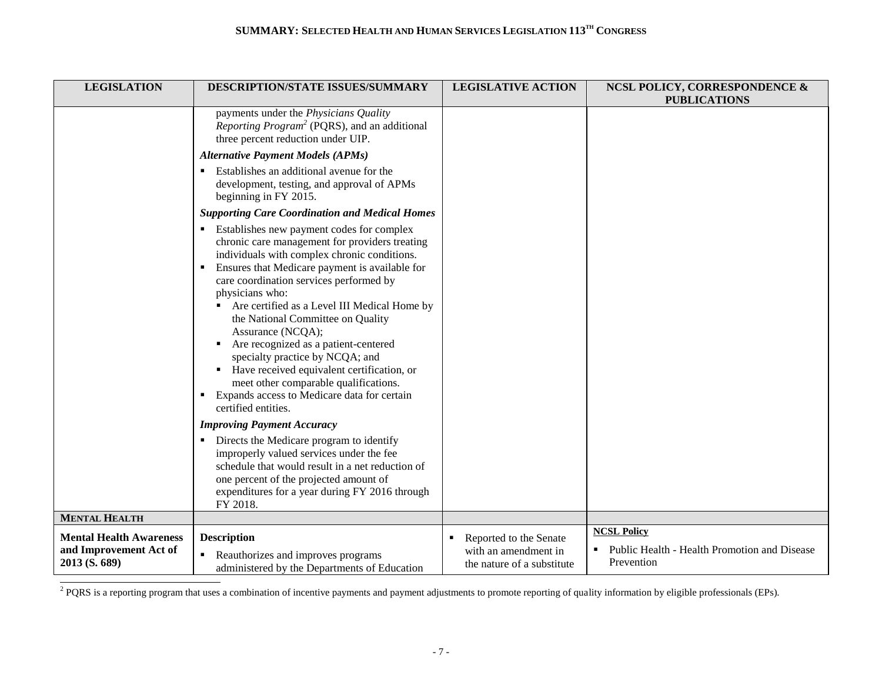| LEGISLATION | DESCRIPTION/STATE ISSUES/SUMMARY | LEGISLATIVE ACTION | NCSL POLICY, CORRESPONDENCE & PUBLICATIONS |
|---|---|---|---|
| | payments under the *Physicians Quality Reporting Program*[2] (PQRS), and an additional three percent reduction under UIP.<br>***Alternative Payment Models (APMs)***<br>▪ Establishes an additional avenue for the development, testing, and approval of APMs beginning in FY 2015.<br>***Supporting Care Coordination and Medical Homes***<br>▪ Establishes new payment codes for complex chronic care management for providers treating individuals with complex chronic conditions.<br>▪ Ensures that Medicare payment is available for care coordination services performed by physicians who:<br>&nbsp;&nbsp;▪ Are certified as a Level III Medical Home by the National Committee on Quality Assurance (NCQA);<br>&nbsp;&nbsp;▪ Are recognized as a patient-centered specialty practice by NCQA; and<br>&nbsp;&nbsp;▪ Have received equivalent certification, or meet other comparable qualifications.<br>▪ Expands access to Medicare data for certain certified entities.<br>***Improving Payment Accuracy***<br>▪ Directs the Medicare program to identify improperly valued services under the fee schedule that would result in a net reduction of one percent of the projected amount of expenditures for a year during FY 2016 through FY 2018. | | |
| **MENTAL HEALTH** | | | |
| **Mental Health Awareness and Improvement Act of 2013 (S. 689)** | **Description**<br>▪ Reauthorizes and improves programs administered by the Departments of Education | ▪ Reported to the Senate with an amendment in the nature of a substitute | **NCSL Policy**<br>▪ Public Health - Health Promotion and Disease Prevention |

[2] PQRS is a reporting program that uses a combination of incentive payments and payment adjustments to promote reporting of quality information by eligible professionals (EPs).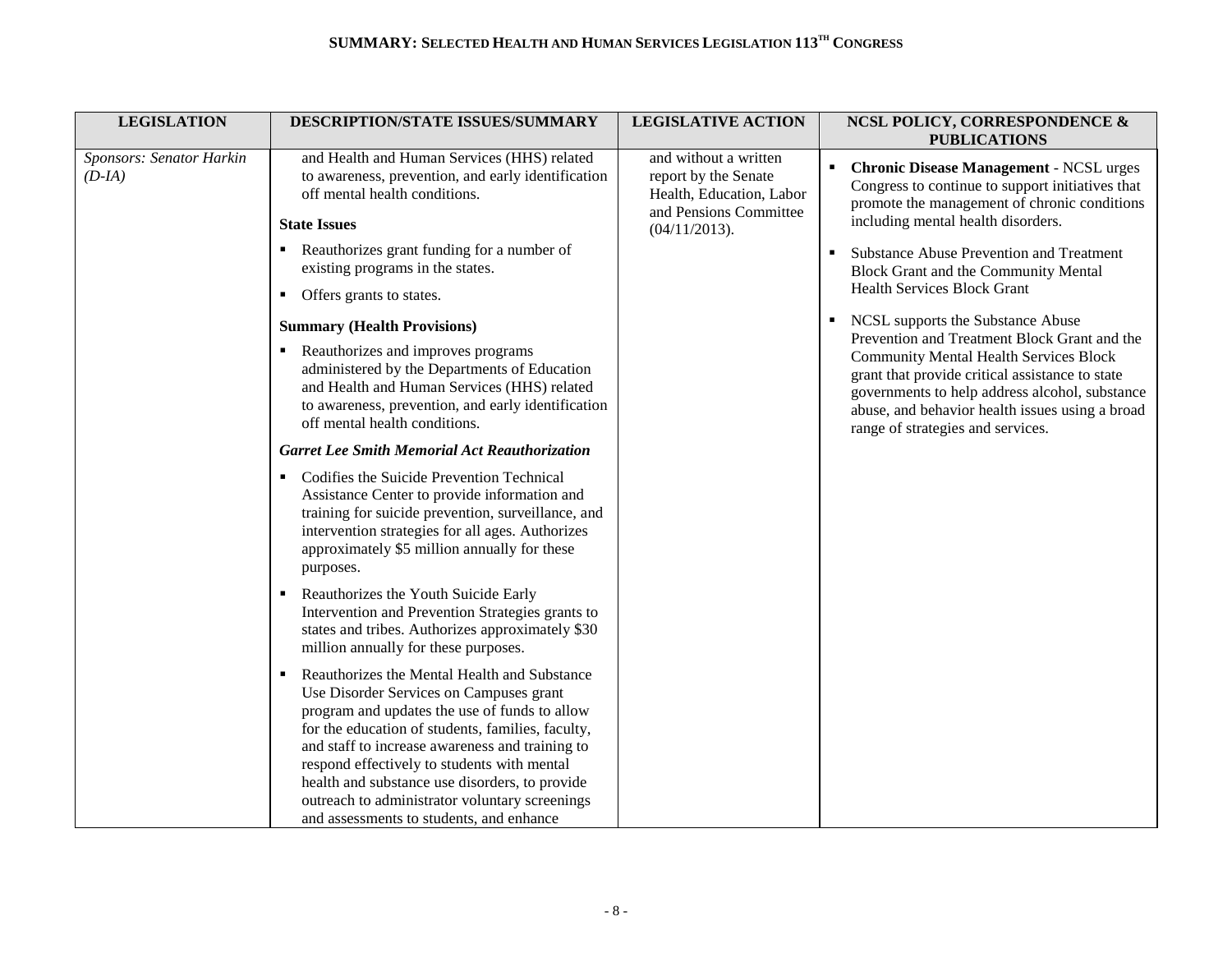| LEGISLATION | DESCRIPTION/STATE ISSUES/SUMMARY | LEGISLATIVE ACTION | NCSL POLICY, CORRESPONDENCE & PUBLICATIONS |
|---|---|---|---|
| *Sponsors: Senator Harkin (D-IA)* | and Health and Human Services (HHS) related to awareness, prevention, and early identification off mental health conditions.<br><br>**State Issues**<br>▪ Reauthorizes grant funding for a number of existing programs in the states.<br>▪ Offers grants to states.<br><br>**Summary (Health Provisions)**<br>▪ Reauthorizes and improves programs administered by the Departments of Education and Health and Human Services (HHS) related to awareness, prevention, and early identification off mental health conditions.<br><br>***Garret Lee Smith Memorial Act Reauthorization***<br>▪ Codifies the Suicide Prevention Technical Assistance Center to provide information and training for suicide prevention, surveillance, and intervention strategies for all ages. Authorizes approximately $5 million annually for these purposes.<br>▪ Reauthorizes the Youth Suicide Early Intervention and Prevention Strategies grants to states and tribes. Authorizes approximately $30 million annually for these purposes.<br>▪ Reauthorizes the Mental Health and Substance Use Disorder Services on Campuses grant program and updates the use of funds to allow for the education of students, families, faculty, and staff to increase awareness and training to respond effectively to students with mental health and substance use disorders, to provide outreach to administrator voluntary screenings and assessments to students, and enhance | and without a written report by the Senate Health, Education, Labor and Pensions Committee (04/11/2013). | ▪ **Chronic Disease Management** - NCSL urges Congress to continue to support initiatives that promote the management of chronic conditions including mental health disorders.<br>▪ Substance Abuse Prevention and Treatment Block Grant and the Community Mental Health Services Block Grant<br>▪ NCSL supports the Substance Abuse Prevention and Treatment Block Grant and the Community Mental Health Services Block grant that provide critical assistance to state governments to help address alcohol, substance abuse, and behavior health issues using a broad range of strategies and services. |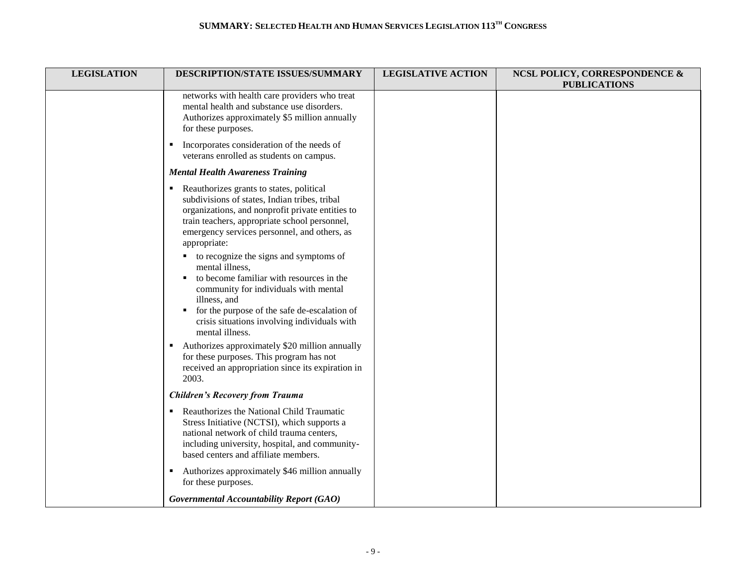| LEGISLATION | DESCRIPTION/STATE ISSUES/SUMMARY | LEGISLATIVE ACTION | NCSL POLICY, CORRESPONDENCE & PUBLICATIONS |
|---|---|---|---|
| | networks with health care providers who treat mental health and substance use disorders. Authorizes approximately $5 million annually for these purposes.<br><br>▪ Incorporates consideration of the needs of veterans enrolled as students on campus.<br><br>***Mental Health Awareness Training***<br><br>▪ Reauthorizes grants to states, political subdivisions of states, Indian tribes, tribal organizations, and nonprofit private entities to train teachers, appropriate school personnel, emergency services personnel, and others, as appropriate:<br>&nbsp;&nbsp;▪ to recognize the signs and symptoms of mental illness,<br>&nbsp;&nbsp;▪ to become familiar with resources in the community for individuals with mental illness, and<br>&nbsp;&nbsp;▪ for the purpose of the safe de-escalation of crisis situations involving individuals with mental illness.<br><br>▪ Authorizes approximately $20 million annually for these purposes. This program has not received an appropriation since its expiration in 2003.<br><br>***Children's Recovery from Trauma***<br><br>▪ Reauthorizes the National Child Traumatic Stress Initiative (NCTSI), which supports a national network of child trauma centers, including university, hospital, and community-based centers and affiliate members.<br><br>▪ Authorizes approximately $46 million annually for these purposes.<br><br>***Governmental Accountability Report (GAO)*** | | |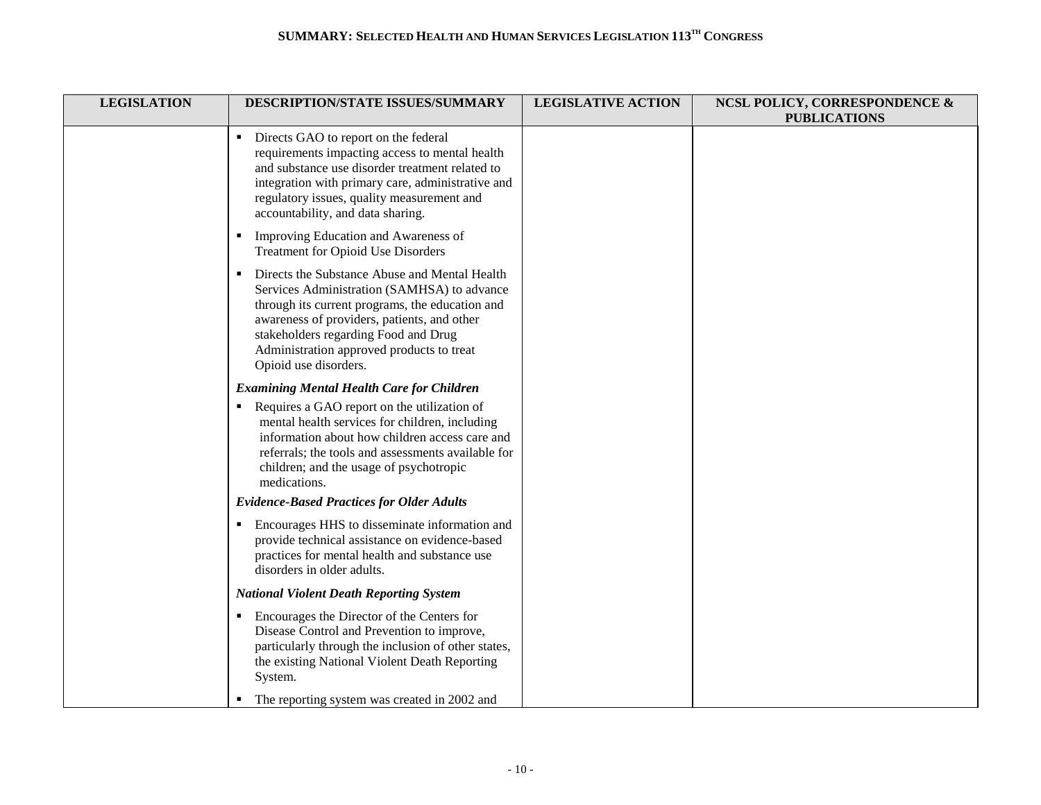| LEGISLATION | DESCRIPTION/STATE ISSUES/SUMMARY | LEGISLATIVE ACTION | NCSL POLICY, CORRESPONDENCE & PUBLICATIONS |
|---|---|---|---|
| | ▪ Directs GAO to report on the federal requirements impacting access to mental health and substance use disorder treatment related to integration with primary care, administrative and regulatory issues, quality measurement and accountability, and data sharing.<br><br>▪ Improving Education and Awareness of Treatment for Opioid Use Disorders<br><br>▪ Directs the Substance Abuse and Mental Health Services Administration (SAMHSA) to advance through its current programs, the education and awareness of providers, patients, and other stakeholders regarding Food and Drug Administration approved products to treat Opioid use disorders.<br><br>***Examining Mental Health Care for Children***<br>▪ Requires a GAO report on the utilization of mental health services for children, including information about how children access care and referrals; the tools and assessments available for children; and the usage of psychotropic medications.<br><br>***Evidence-Based Practices for Older Adults***<br>▪ Encourages HHS to disseminate information and provide technical assistance on evidence-based practices for mental health and substance use disorders in older adults.<br><br>***National Violent Death Reporting System***<br>▪ Encourages the Director of the Centers for Disease Control and Prevention to improve, particularly through the inclusion of other states, the existing National Violent Death Reporting System.<br><br>▪ The reporting system was created in 2002 and | | |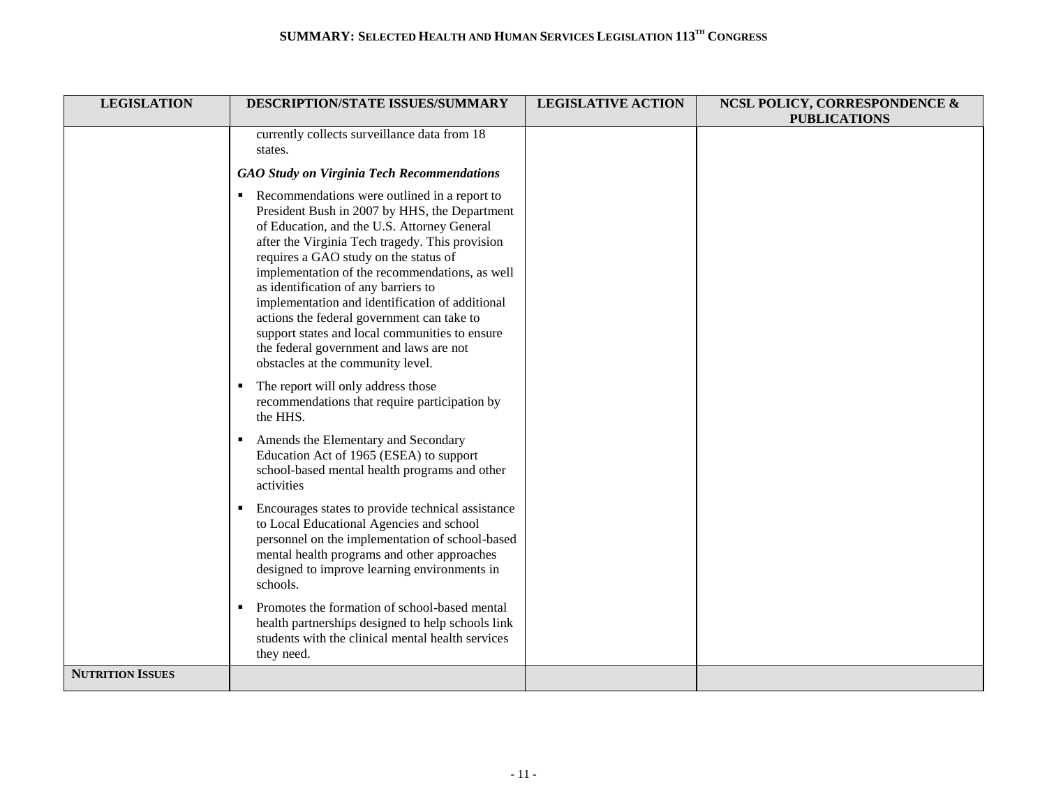| LEGISLATION | DESCRIPTION/STATE ISSUES/SUMMARY | LEGISLATIVE ACTION | NCSL POLICY, CORRESPONDENCE & PUBLICATIONS |
|---|---|---|---|
| | currently collects surveillance data from 18 states.<br><br>***GAO Study on Virginia Tech Recommendations***<br><br>▪ Recommendations were outlined in a report to President Bush in 2007 by HHS, the Department of Education, and the U.S. Attorney General after the Virginia Tech tragedy. This provision requires a GAO study on the status of implementation of the recommendations, as well as identification of any barriers to implementation and identification of additional actions the federal government can take to support states and local communities to ensure the federal government and laws are not obstacles at the community level.<br><br>▪ The report will only address those recommendations that require participation by the HHS.<br><br>▪ Amends the Elementary and Secondary Education Act of 1965 (ESEA) to support school-based mental health programs and other activities<br><br>▪ Encourages states to provide technical assistance to Local Educational Agencies and school personnel on the implementation of school-based mental health programs and other approaches designed to improve learning environments in schools.<br><br>▪ Promotes the formation of school-based mental health partnerships designed to help schools link students with the clinical mental health services they need. | | |
| **NUTRITION ISSUES** | | | |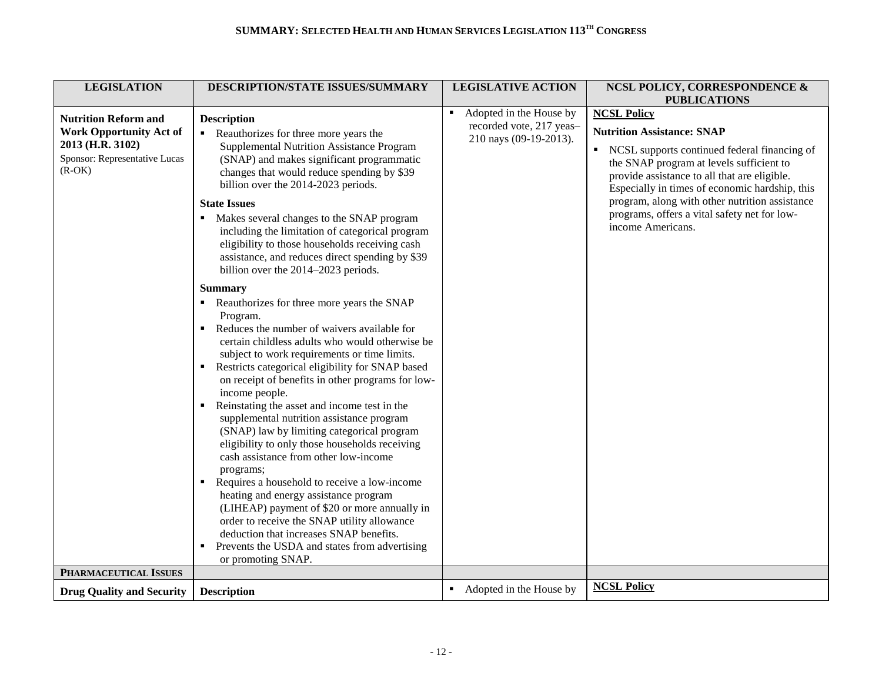## SUMMARY: SELECTED HEALTH AND HUMAN SERVICES LEGISLATION 113TH CONGRESS

| LEGISLATION | DESCRIPTION/STATE ISSUES/SUMMARY | LEGISLATIVE ACTION | NCSL POLICY, CORRESPONDENCE & PUBLICATIONS |
|---|---|---|---|
| **Nutrition Reform and Work Opportunity Act of 2013 (H.R. 3102)**<br>Sponsor: Representative Lucas (R-OK) | **Description**<br>▪ Reauthorizes for three more years the Supplemental Nutrition Assistance Program (SNAP) and makes significant programmatic changes that would reduce spending by $39 billion over the 2014-2023 periods.<br>**State Issues**<br>▪ Makes several changes to the SNAP program including the limitation of categorical program eligibility to those households receiving cash assistance, and reduces direct spending by $39 billion over the 2014–2023 periods.<br>**Summary**<br>▪ Reauthorizes for three more years the SNAP Program.<br>▪ Reduces the number of waivers available for certain childless adults who would otherwise be subject to work requirements or time limits.<br>▪ Restricts categorical eligibility for SNAP based on receipt of benefits in other programs for low-income people.<br>▪ Reinstating the asset and income test in the supplemental nutrition assistance program (SNAP) law by limiting categorical program eligibility to only those households receiving cash assistance from other low-income programs;<br>▪ Requires a household to receive a low-income heating and energy assistance program (LIHEAP) payment of $20 or more annually in order to receive the SNAP utility allowance deduction that increases SNAP benefits.<br>▪ Prevents the USDA and states from advertising or promoting SNAP. | ▪ Adopted in the House by recorded vote, 217 yeas–210 nays (09-19-2013). | **NCSL Policy**<br>**Nutrition Assistance: SNAP**<br>▪ NCSL supports continued federal financing of the SNAP program at levels sufficient to provide assistance to all that are eligible. Especially in times of economic hardship, this program, along with other nutrition assistance programs, offers a vital safety net for low-income Americans. |
| **PHARMACEUTICAL ISSUES** | | | |
| **Drug Quality and Security** | **Description** | ▪ Adopted in the House by | **NCSL Policy** |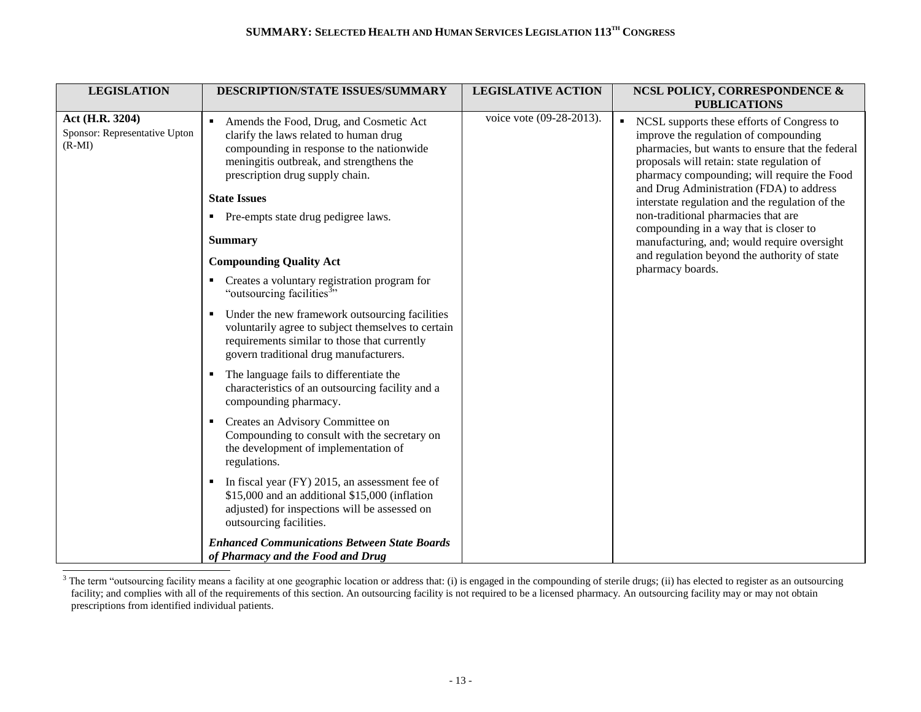| LEGISLATION | DESCRIPTION/STATE ISSUES/SUMMARY | LEGISLATIVE ACTION | NCSL POLICY, CORRESPONDENCE & PUBLICATIONS |
|---|---|---|---|
| **Act (H.R. 3204)**<br>Sponsor: Representative Upton (R-MI) | ▪ Amends the Food, Drug, and Cosmetic Act clarify the laws related to human drug compounding in response to the nationwide meningitis outbreak, and strengthens the prescription drug supply chain.<br><br>**State Issues**<br>▪ Pre-empts state drug pedigree laws.<br><br>**Summary**<br><br>**Compounding Quality Act**<br>▪ Creates a voluntary registration program for "outsourcing facilities[3]"<br>▪ Under the new framework outsourcing facilities voluntarily agree to subject themselves to certain requirements similar to those that currently govern traditional drug manufacturers.<br>▪ The language fails to differentiate the characteristics of an outsourcing facility and a compounding pharmacy.<br>▪ Creates an Advisory Committee on Compounding to consult with the secretary on the development of implementation of regulations.<br>▪ In fiscal year (FY) 2015, an assessment fee of $15,000 and an additional $15,000 (inflation adjusted) for inspections will be assessed on outsourcing facilities.<br><br>***Enhanced Communications Between State Boards of Pharmacy and the Food and Drug*** | voice vote (09-28-2013). | ▪ NCSL supports these efforts of Congress to improve the regulation of compounding pharmacies, but wants to ensure that the federal proposals will retain: state regulation of pharmacy compounding; will require the Food and Drug Administration (FDA) to address interstate regulation and the regulation of the non-traditional pharmacies that are compounding in a way that is closer to manufacturing, and; would require oversight and regulation beyond the authority of state pharmacy boards. |

[3] The term "outsourcing facility means a facility at one geographic location or address that: (i) is engaged in the compounding of sterile drugs; (ii) has elected to register as an outsourcing facility; and complies with all of the requirements of this section. An outsourcing facility is not required to be a licensed pharmacy. An outsourcing facility may or may not obtain prescriptions from identified individual patients.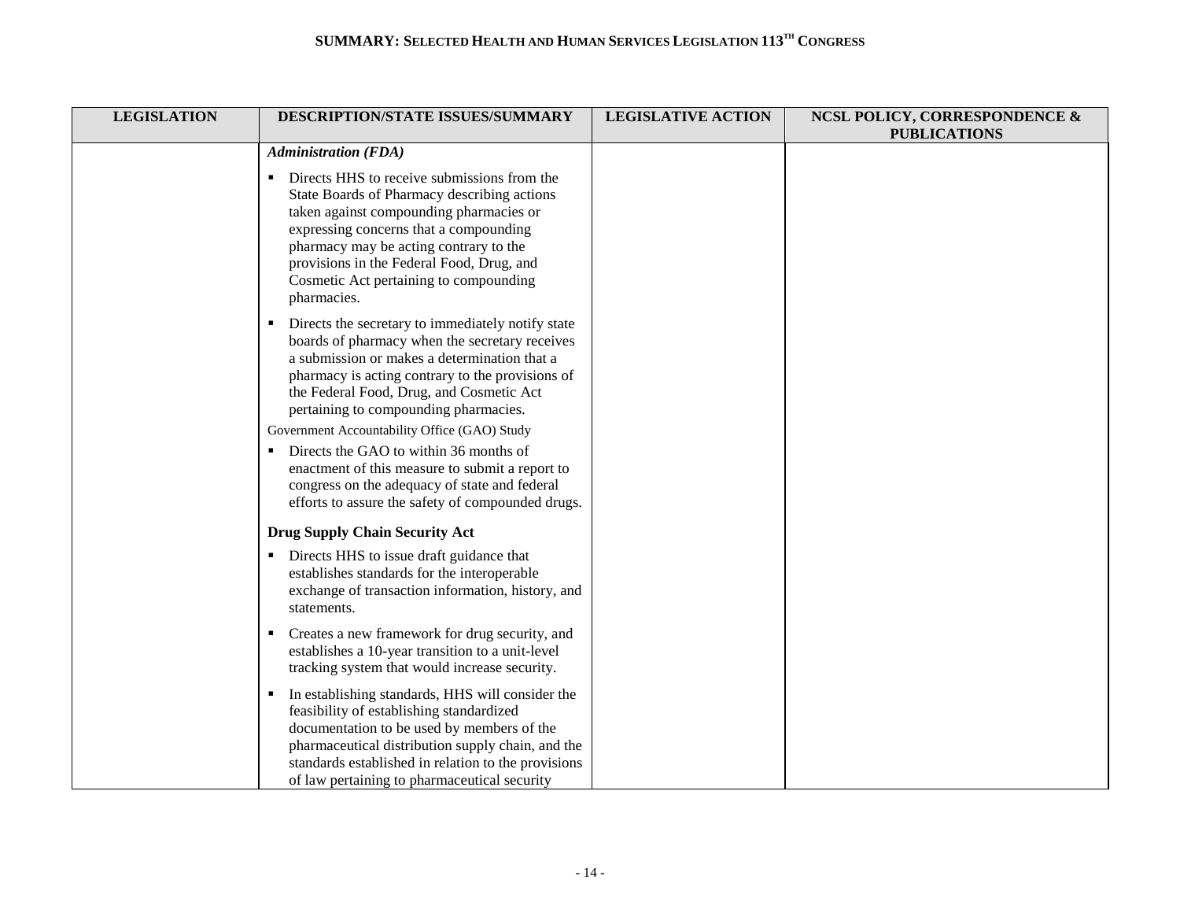| LEGISLATION | DESCRIPTION/STATE ISSUES/SUMMARY | LEGISLATIVE ACTION | NCSL POLICY, CORRESPONDENCE & PUBLICATIONS |
|---|---|---|---|
| | ***Administration (FDA)***<br>▪ Directs HHS to receive submissions from the State Boards of Pharmacy describing actions taken against compounding pharmacies or expressing concerns that a compounding pharmacy may be acting contrary to the provisions in the Federal Food, Drug, and Cosmetic Act pertaining to compounding pharmacies.<br>▪ Directs the secretary to immediately notify state boards of pharmacy when the secretary receives a submission or makes a determination that a pharmacy is acting contrary to the provisions of the Federal Food, Drug, and Cosmetic Act pertaining to compounding pharmacies.<br>Government Accountability Office (GAO) Study<br>▪ Directs the GAO to within 36 months of enactment of this measure to submit a report to congress on the adequacy of state and federal efforts to assure the safety of compounded drugs.<br>**Drug Supply Chain Security Act**<br>▪ Directs HHS to issue draft guidance that establishes standards for the interoperable exchange of transaction information, history, and statements.<br>▪ Creates a new framework for drug security, and establishes a 10-year transition to a unit-level tracking system that would increase security.<br>▪ In establishing standards, HHS will consider the feasibility of establishing standardized documentation to be used by members of the pharmaceutical distribution supply chain, and the standards established in relation to the provisions of law pertaining to pharmaceutical security | | |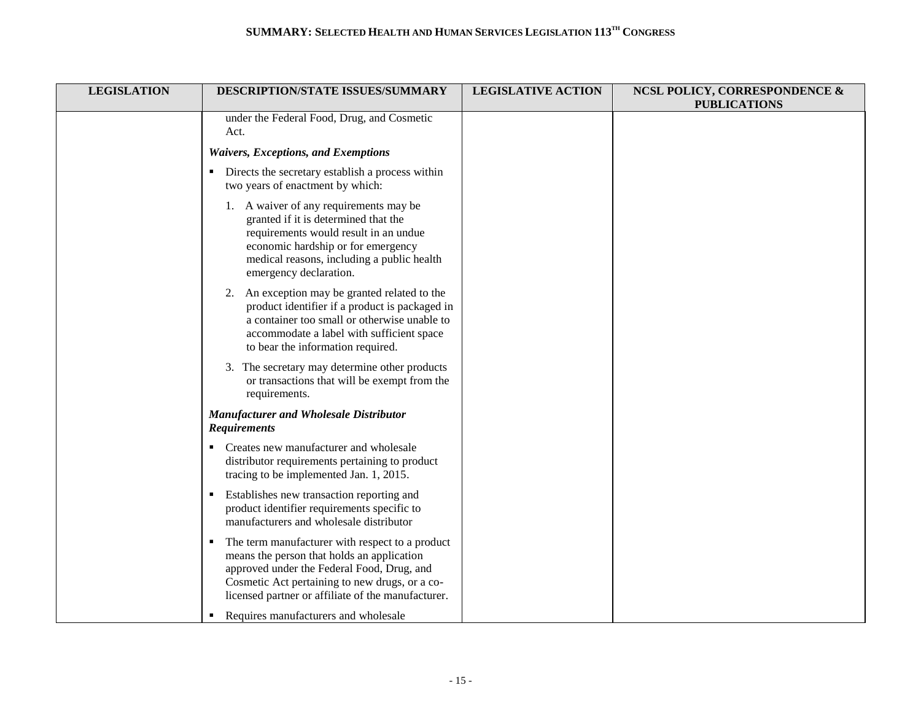| LEGISLATION | DESCRIPTION/STATE ISSUES/SUMMARY | LEGISLATIVE ACTION | NCSL POLICY, CORRESPONDENCE & PUBLICATIONS |
|---|---|---|---|
| | under the Federal Food, Drug, and Cosmetic Act.<br><br>***Waivers, Exceptions, and Exemptions***<br><br>▪ Directs the secretary establish a process within two years of enactment by which:<br><br>1. A waiver of any requirements may be granted if it is determined that the requirements would result in an undue economic hardship or for emergency medical reasons, including a public health emergency declaration.<br><br>2. An exception may be granted related to the product identifier if a product is packaged in a container too small or otherwise unable to accommodate a label with sufficient space to bear the information required.<br><br>3. The secretary may determine other products or transactions that will be exempt from the requirements.<br><br>***Manufacturer and Wholesale Distributor Requirements***<br><br>▪ Creates new manufacturer and wholesale distributor requirements pertaining to product tracing to be implemented Jan. 1, 2015.<br><br>▪ Establishes new transaction reporting and product identifier requirements specific to manufacturers and wholesale distributor<br><br>▪ The term manufacturer with respect to a product means the person that holds an application approved under the Federal Food, Drug, and Cosmetic Act pertaining to new drugs, or a co-licensed partner or affiliate of the manufacturer.<br><br>▪ Requires manufacturers and wholesale | | |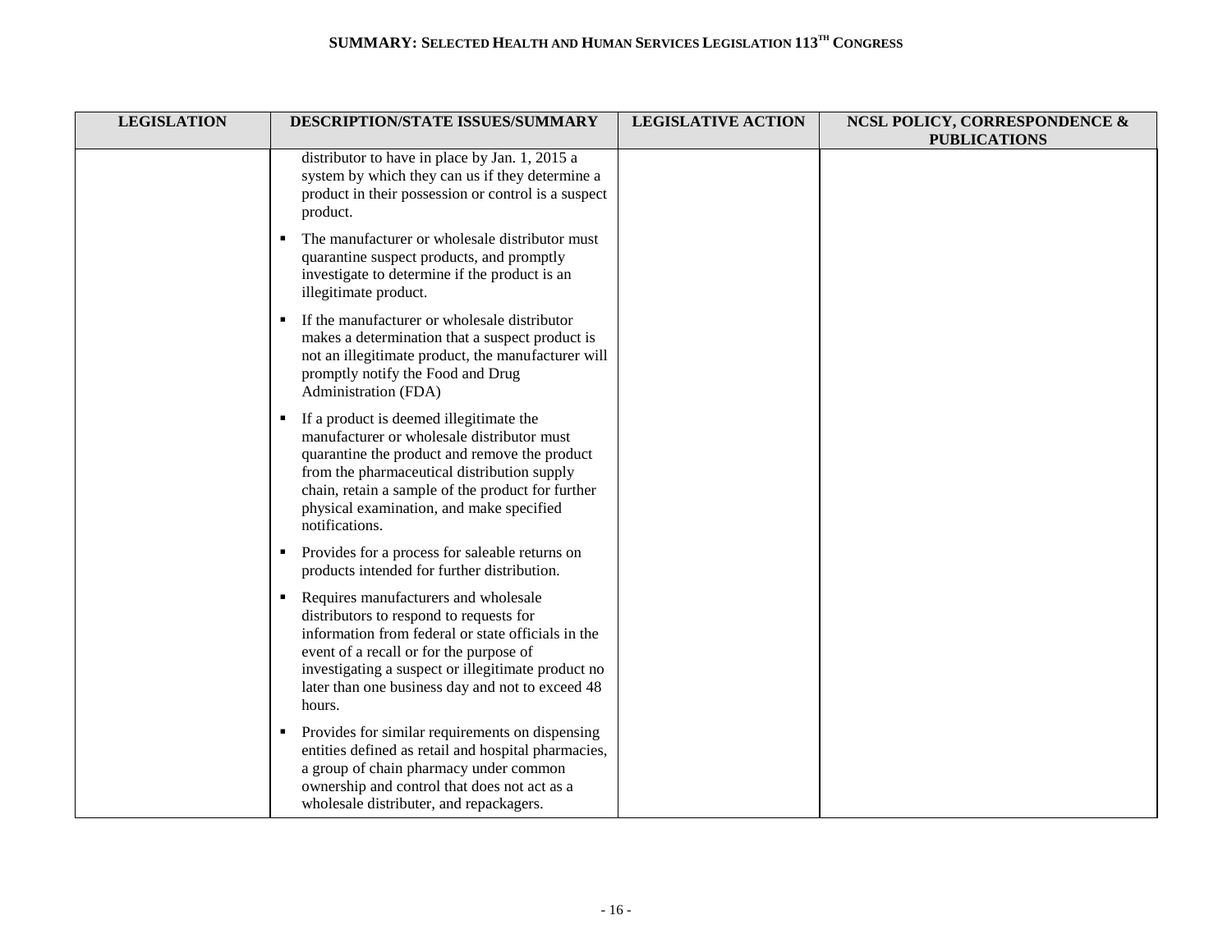| LEGISLATION | DESCRIPTION/STATE ISSUES/SUMMARY | LEGISLATIVE ACTION | NCSL POLICY, CORRESPONDENCE & PUBLICATIONS |
|---|---|---|---|
| | distributor to have in place by Jan. 1, 2015 a system by which they can us if they determine a product in their possession or control is a suspect product.<br>▪ The manufacturer or wholesale distributor must quarantine suspect products, and promptly investigate to determine if the product is an illegitimate product.<br>▪ If the manufacturer or wholesale distributor makes a determination that a suspect product is not an illegitimate product, the manufacturer will promptly notify the Food and Drug Administration (FDA)<br>▪ If a product is deemed illegitimate the manufacturer or wholesale distributor must quarantine the product and remove the product from the pharmaceutical distribution supply chain, retain a sample of the product for further physical examination, and make specified notifications.<br>▪ Provides for a process for saleable returns on products intended for further distribution.<br>▪ Requires manufacturers and wholesale distributors to respond to requests for information from federal or state officials in the event of a recall or for the purpose of investigating a suspect or illegitimate product no later than one business day and not to exceed 48 hours.<br>▪ Provides for similar requirements on dispensing entities defined as retail and hospital pharmacies, a group of chain pharmacy under common ownership and control that does not act as a wholesale distributer, and repackagers. | | |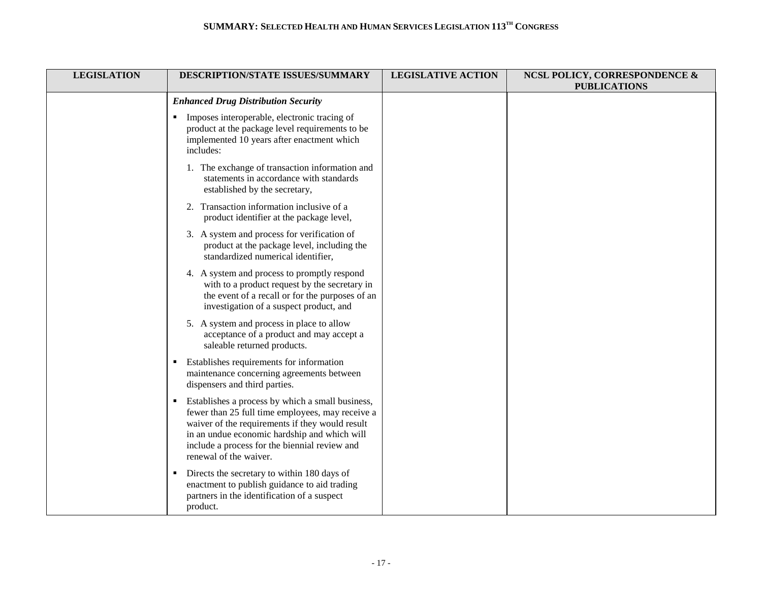| LEGISLATION | DESCRIPTION/STATE ISSUES/SUMMARY | LEGISLATIVE ACTION | NCSL POLICY, CORRESPONDENCE & PUBLICATIONS |
|---|---|---|---|
| | ***Enhanced Drug Distribution Security***<br><br>▪ Imposes interoperable, electronic tracing of product at the package level requirements to be implemented 10 years after enactment which includes:<br><br>1. The exchange of transaction information and statements in accordance with standards established by the secretary,<br><br>2. Transaction information inclusive of a product identifier at the package level,<br><br>3. A system and process for verification of product at the package level, including the standardized numerical identifier,<br><br>4. A system and process to promptly respond with to a product request by the secretary in the event of a recall or for the purposes of an investigation of a suspect product, and<br><br>5. A system and process in place to allow acceptance of a product and may accept a saleable returned products.<br><br>▪ Establishes requirements for information maintenance concerning agreements between dispensers and third parties.<br><br>▪ Establishes a process by which a small business, fewer than 25 full time employees, may receive a waiver of the requirements if they would result in an undue economic hardship and which will include a process for the biennial review and renewal of the waiver.<br><br>▪ Directs the secretary to within 180 days of enactment to publish guidance to aid trading partners in the identification of a suspect product. | | |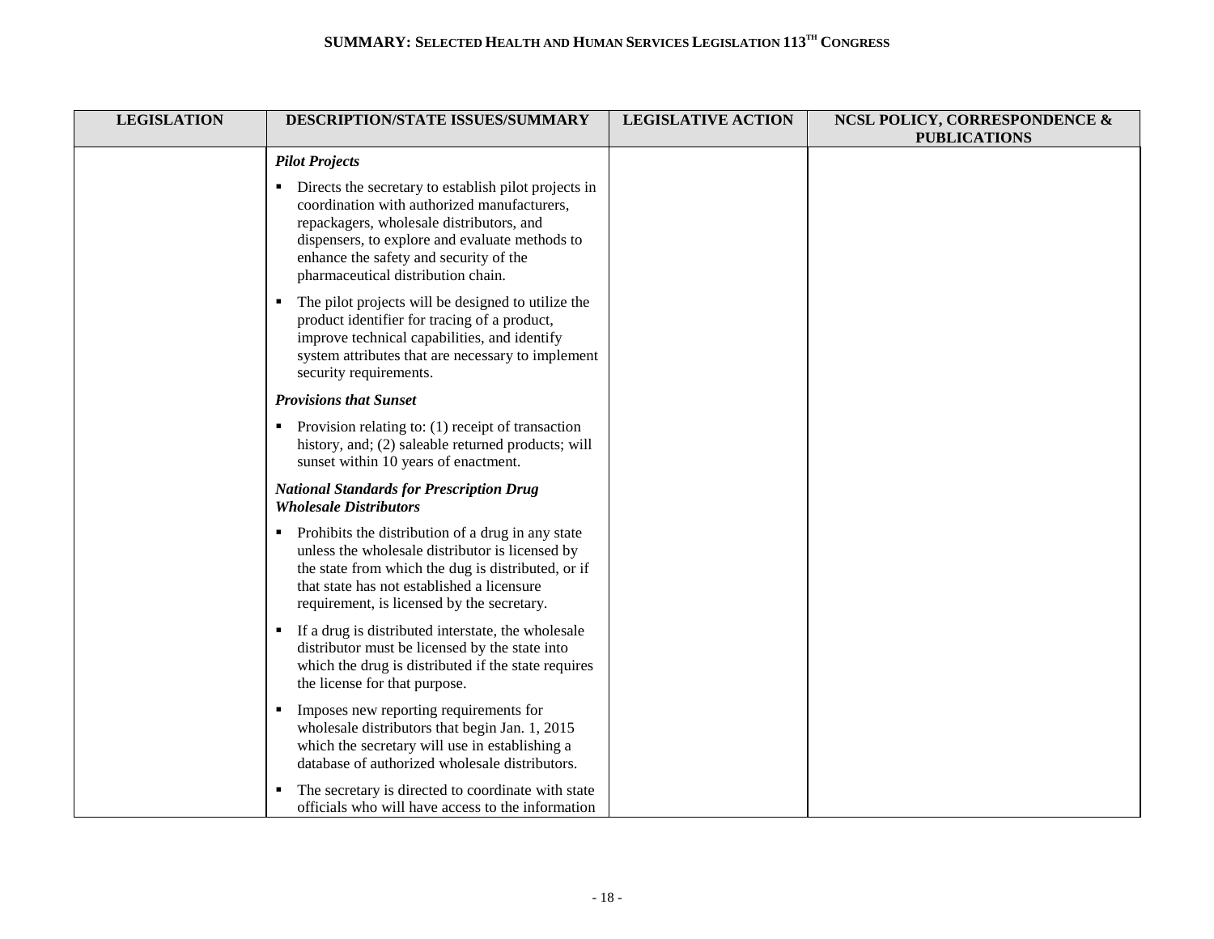| LEGISLATION | DESCRIPTION/STATE ISSUES/SUMMARY | LEGISLATIVE ACTION | NCSL POLICY, CORRESPONDENCE & PUBLICATIONS |
|---|---|---|---|
| | ***Pilot Projects*** <br> ▪ Directs the secretary to establish pilot projects in coordination with authorized manufacturers, repackagers, wholesale distributors, and dispensers, to explore and evaluate methods to enhance the safety and security of the pharmaceutical distribution chain. <br> ▪ The pilot projects will be designed to utilize the product identifier for tracing of a product, improve technical capabilities, and identify system attributes that are necessary to implement security requirements. <br> ***Provisions that Sunset*** <br> ▪ Provision relating to: (1) receipt of transaction history, and; (2) saleable returned products; will sunset within 10 years of enactment. <br> ***National Standards for Prescription Drug Wholesale Distributors*** <br> ▪ Prohibits the distribution of a drug in any state unless the wholesale distributor is licensed by the state from which the dug is distributed, or if that state has not established a licensure requirement, is licensed by the secretary. <br> ▪ If a drug is distributed interstate, the wholesale distributor must be licensed by the state into which the drug is distributed if the state requires the license for that purpose. <br> ▪ Imposes new reporting requirements for wholesale distributors that begin Jan. 1, 2015 which the secretary will use in establishing a database of authorized wholesale distributors. <br> ▪ The secretary is directed to coordinate with state officials who will have access to the information | | |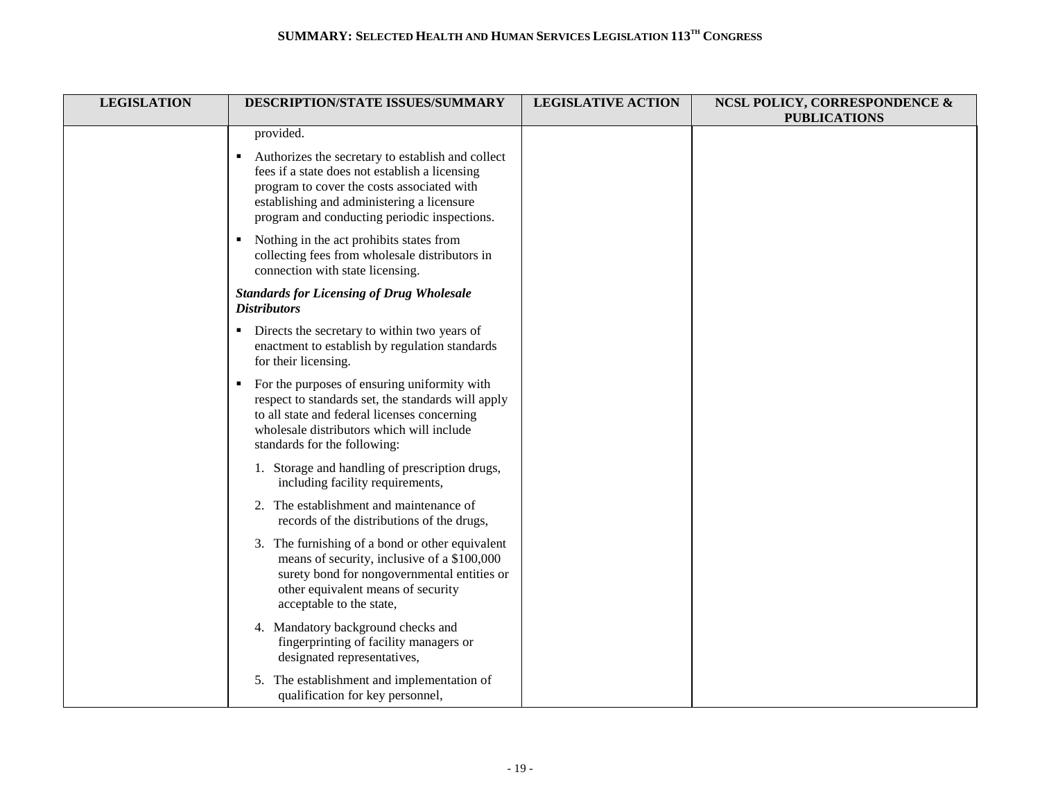| LEGISLATION | DESCRIPTION/STATE ISSUES/SUMMARY | LEGISLATIVE ACTION | NCSL POLICY, CORRESPONDENCE & PUBLICATIONS |
|---|---|---|---|
| | provided.<br><br>▪ Authorizes the secretary to establish and collect fees if a state does not establish a licensing program to cover the costs associated with establishing and administering a licensure program and conducting periodic inspections.<br><br>▪ Nothing in the act prohibits states from collecting fees from wholesale distributors in connection with state licensing.<br><br>***Standards for Licensing of Drug Wholesale Distributors***<br><br>▪ Directs the secretary to within two years of enactment to establish by regulation standards for their licensing.<br><br>▪ For the purposes of ensuring uniformity with respect to standards set, the standards will apply to all state and federal licenses concerning wholesale distributors which will include standards for the following:<br><br>1. Storage and handling of prescription drugs, including facility requirements,<br><br>2. The establishment and maintenance of records of the distributions of the drugs,<br><br>3. The furnishing of a bond or other equivalent means of security, inclusive of a $100,000 surety bond for nongovernmental entities or other equivalent means of security acceptable to the state,<br><br>4. Mandatory background checks and fingerprinting of facility managers or designated representatives,<br><br>5. The establishment and implementation of qualification for key personnel, | | |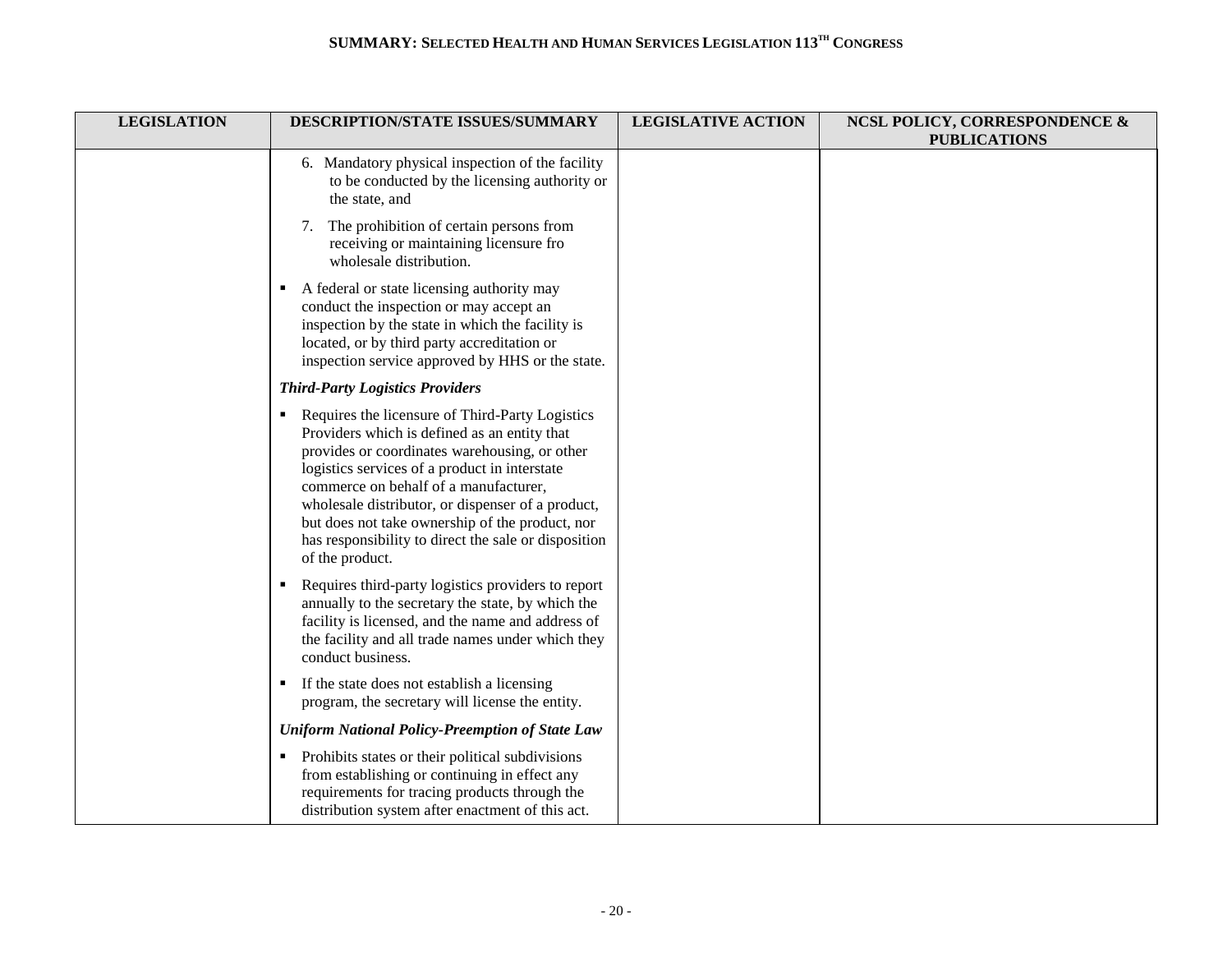| LEGISLATION | DESCRIPTION/STATE ISSUES/SUMMARY | LEGISLATIVE ACTION | NCSL POLICY, CORRESPONDENCE & PUBLICATIONS |
|---|---|---|---|
| | 6. Mandatory physical inspection of the facility to be conducted by the licensing authority or the state, and<br><br>7. The prohibition of certain persons from receiving or maintaining licensure fro wholesale distribution.<br><br>▪ A federal or state licensing authority may conduct the inspection or may accept an inspection by the state in which the facility is located, or by third party accreditation or inspection service approved by HHS or the state.<br><br>***Third-Party Logistics Providers***<br><br>▪ Requires the licensure of Third-Party Logistics Providers which is defined as an entity that provides or coordinates warehousing, or other logistics services of a product in interstate commerce on behalf of a manufacturer, wholesale distributor, or dispenser of a product, but does not take ownership of the product, nor has responsibility to direct the sale or disposition of the product.<br><br>▪ Requires third-party logistics providers to report annually to the secretary the state, by which the facility is licensed, and the name and address of the facility and all trade names under which they conduct business.<br><br>▪ If the state does not establish a licensing program, the secretary will license the entity.<br><br>***Uniform National Policy-Preemption of State Law***<br><br>▪ Prohibits states or their political subdivisions from establishing or continuing in effect any requirements for tracing products through the distribution system after enactment of this act. | | |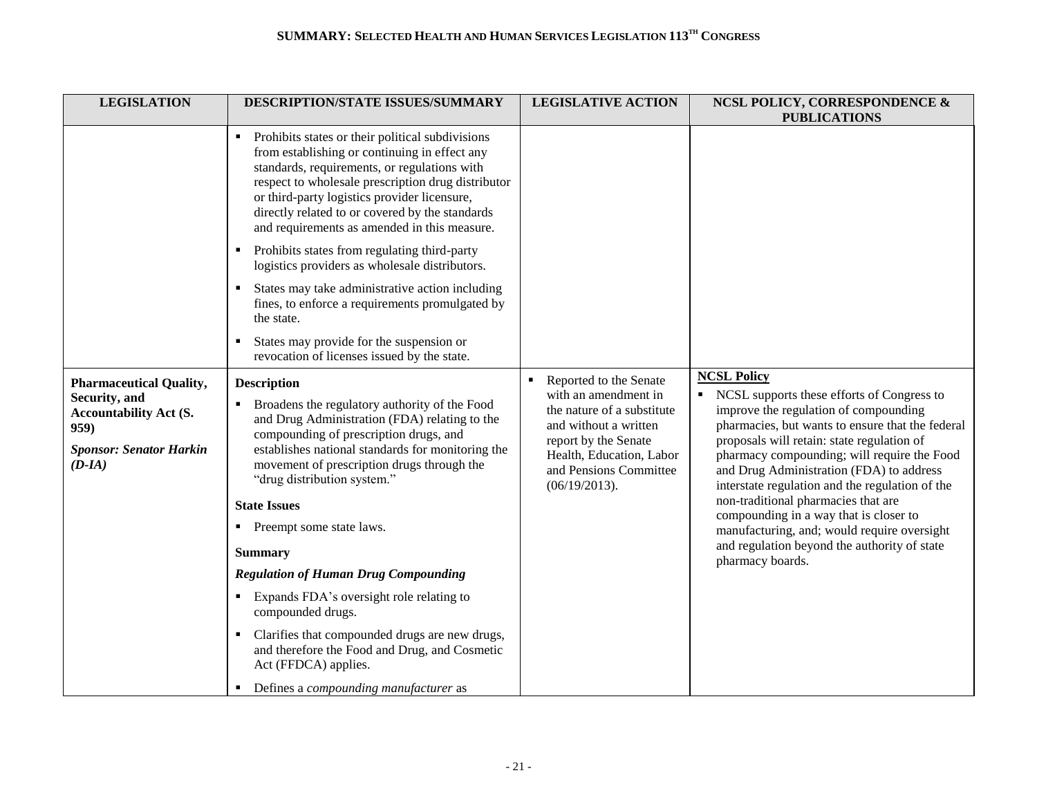| LEGISLATION | DESCRIPTION/STATE ISSUES/SUMMARY | LEGISLATIVE ACTION | NCSL POLICY, CORRESPONDENCE & PUBLICATIONS |
|---|---|---|---|
| | ▪ Prohibits states or their political subdivisions from establishing or continuing in effect any standards, requirements, or regulations with respect to wholesale prescription drug distributor or third-party logistics provider licensure, directly related to or covered by the standards and requirements as amended in this measure.<br>▪ Prohibits states from regulating third-party logistics providers as wholesale distributors.<br>▪ States may take administrative action including fines, to enforce a requirements promulgated by the state.<br>▪ States may provide for the suspension or revocation of licenses issued by the state. | | |
| **Pharmaceutical Quality, Security, and Accountability Act (S. 959)**<br>***Sponsor: Senator Harkin (D-IA)*** | **Description**<br>▪ Broadens the regulatory authority of the Food and Drug Administration (FDA) relating to the compounding of prescription drugs, and establishes national standards for monitoring the movement of prescription drugs through the "drug distribution system."<br>**State Issues**<br>▪ Preempt some state laws.<br>**Summary**<br>***Regulation of Human Drug Compounding***<br>▪ Expands FDA's oversight role relating to compounded drugs.<br>▪ Clarifies that compounded drugs are new drugs, and therefore the Food and Drug, and Cosmetic Act (FFDCA) applies.<br>▪ Defines a *compounding manufacturer* as | ▪ Reported to the Senate with an amendment in the nature of a substitute and without a written report by the Senate Health, Education, Labor and Pensions Committee (06/19/2013). | **NCSL Policy**<br>▪ NCSL supports these efforts of Congress to improve the regulation of compounding pharmacies, but wants to ensure that the federal proposals will retain: state regulation of pharmacy compounding; will require the Food and Drug Administration (FDA) to address interstate regulation and the regulation of the non-traditional pharmacies that are compounding in a way that is closer to manufacturing, and; would require oversight and regulation beyond the authority of state pharmacy boards. |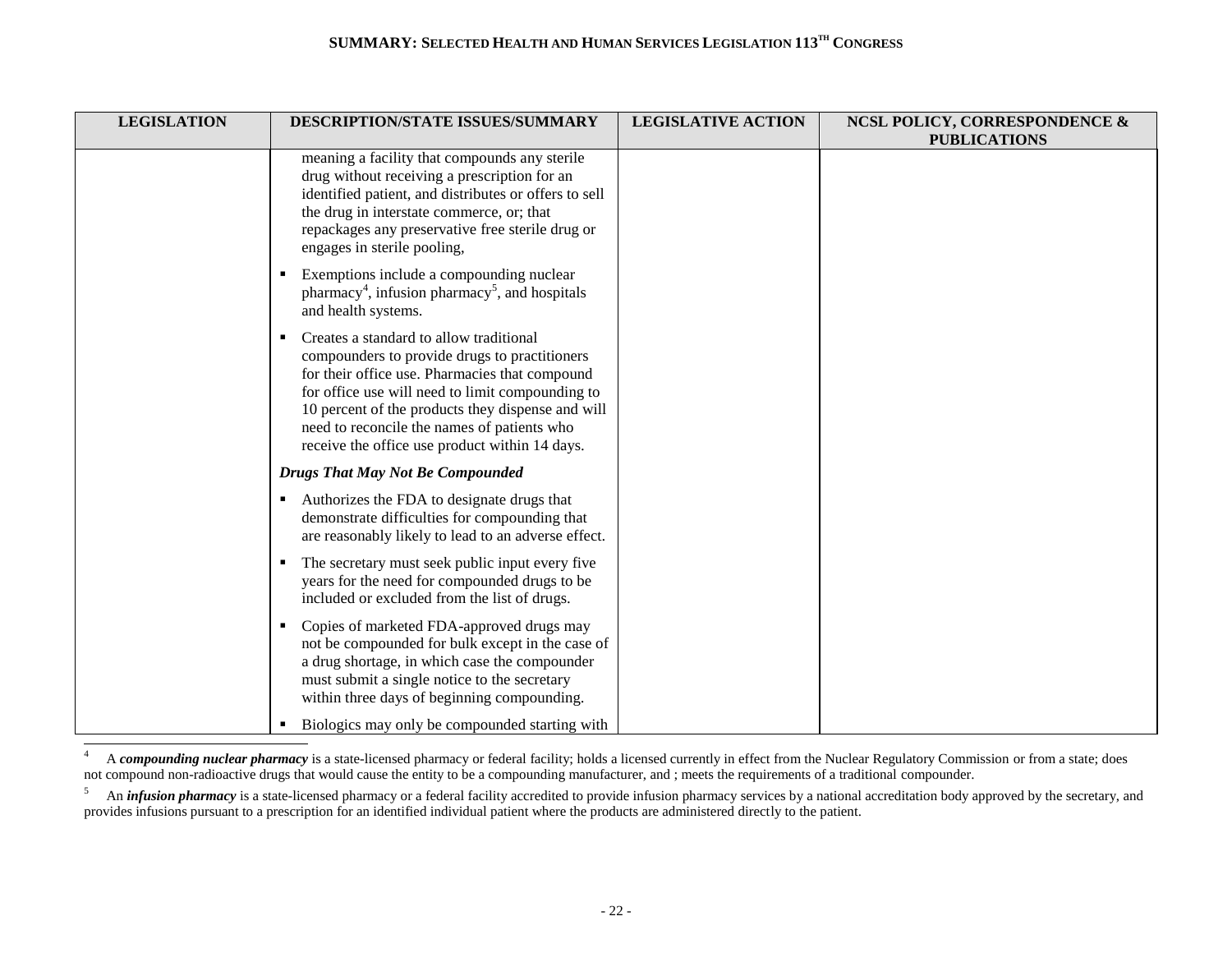| LEGISLATION | DESCRIPTION/STATE ISSUES/SUMMARY | LEGISLATIVE ACTION | NCSL POLICY, CORRESPONDENCE & PUBLICATIONS |
|---|---|---|---|
| | meaning a facility that compounds any sterile drug without receiving a prescription for an identified patient, and distributes or offers to sell the drug in interstate commerce, or; that repackages any preservative free sterile drug or engages in sterile pooling,<br><br>▪ Exemptions include a compounding nuclear pharmacy[4], infusion pharmacy[5], and hospitals and health systems.<br><br>▪ Creates a standard to allow traditional compounders to provide drugs to practitioners for their office use. Pharmacies that compound for office use will need to limit compounding to 10 percent of the products they dispense and will need to reconcile the names of patients who receive the office use product within 14 days.<br><br>***Drugs That May Not Be Compounded***<br><br>▪ Authorizes the FDA to designate drugs that demonstrate difficulties for compounding that are reasonably likely to lead to an adverse effect.<br><br>▪ The secretary must seek public input every five years for the need for compounded drugs to be included or excluded from the list of drugs.<br><br>▪ Copies of marketed FDA-approved drugs may not be compounded for bulk except in the case of a drug shortage, in which case the compounder must submit a single notice to the secretary within three days of beginning compounding.<br><br>▪ Biologics may only be compounded starting with | | |

[4] A ***compounding nuclear pharmacy*** is a state-licensed pharmacy or federal facility; holds a licensed currently in effect from the Nuclear Regulatory Commission or from a state; does not compound non-radioactive drugs that would cause the entity to be a compounding manufacturer, and ; meets the requirements of a traditional compounder.

[5] An ***infusion pharmacy*** is a state-licensed pharmacy or a federal facility accredited to provide infusion pharmacy services by a national accreditation body approved by the secretary, and provides infusions pursuant to a prescription for an identified individual patient where the products are administered directly to the patient.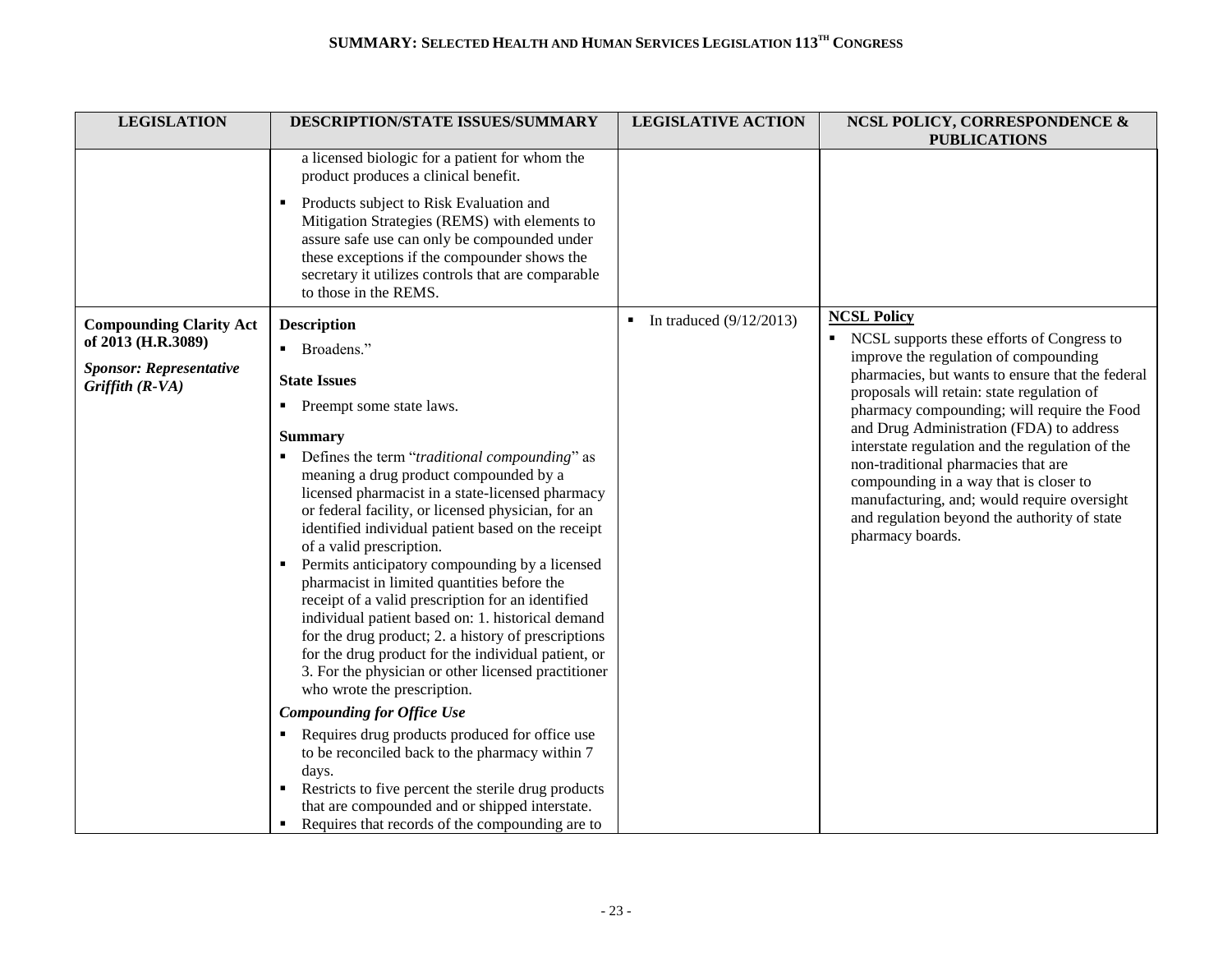| LEGISLATION | DESCRIPTION/STATE ISSUES/SUMMARY | LEGISLATIVE ACTION | NCSL POLICY, CORRESPONDENCE & PUBLICATIONS |
|---|---|---|---|
| | a licensed biologic for a patient for whom the product produces a clinical benefit.<br>▪ Products subject to Risk Evaluation and Mitigation Strategies (REMS) with elements to assure safe use can only be compounded under these exceptions if the compounder shows the secretary it utilizes controls that are comparable to those in the REMS. | | |
| **Compounding Clarity Act of 2013 (H.R.3089)**<br>***Sponsor: Representative Griffith (R-VA)*** | **Description**<br>▪ Broadens."<br>**State Issues**<br>▪ Preempt some state laws.<br>**Summary**<br>▪ Defines the term "*traditional compounding*" as meaning a drug product compounded by a licensed pharmacist in a state-licensed pharmacy or federal facility, or licensed physician, for an identified individual patient based on the receipt of a valid prescription.<br>▪ Permits anticipatory compounding by a licensed pharmacist in limited quantities before the receipt of a valid prescription for an identified individual patient based on: 1. historical demand for the drug product; 2. a history of prescriptions for the drug product for the individual patient, or 3. For the physician or other licensed practitioner who wrote the prescription.<br>***Compounding for Office Use***<br>▪ Requires drug products produced for office use to be reconciled back to the pharmacy within 7 days.<br>▪ Restricts to five percent the sterile drug products that are compounded and or shipped interstate.<br>▪ Requires that records of the compounding are to | ▪ In traduced (9/12/2013) | **NCSL Policy**<br>▪ NCSL supports these efforts of Congress to improve the regulation of compounding pharmacies, but wants to ensure that the federal proposals will retain: state regulation of pharmacy compounding; will require the Food and Drug Administration (FDA) to address interstate regulation and the regulation of the non-traditional pharmacies that are compounding in a way that is closer to manufacturing, and; would require oversight and regulation beyond the authority of state pharmacy boards. |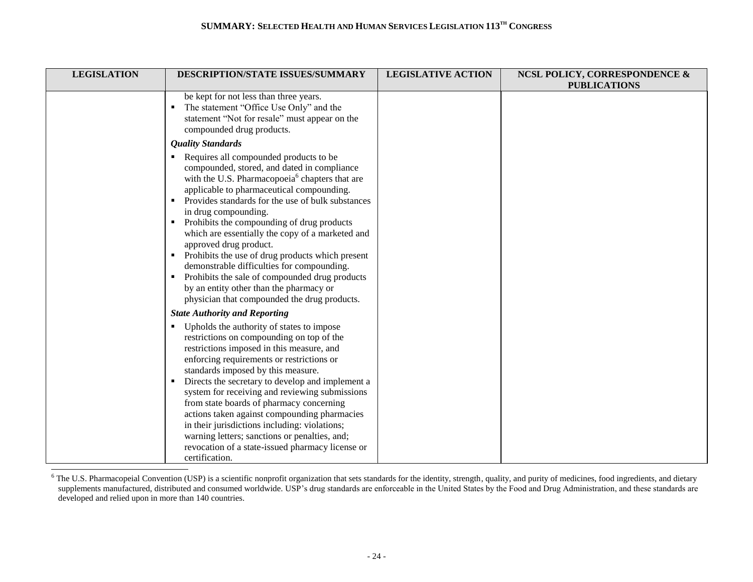| LEGISLATION | DESCRIPTION/STATE ISSUES/SUMMARY | LEGISLATIVE ACTION | NCSL POLICY, CORRESPONDENCE & PUBLICATIONS |
|---|---|---|---|
| | be kept for not less than three years.<br>▪ The statement "Office Use Only" and the statement "Not for resale" must appear on the compounded drug products.<br>***Quality Standards***<br>▪ Requires all compounded products to be compounded, stored, and dated in compliance with the U.S. Pharmacopoeia[6] chapters that are applicable to pharmaceutical compounding.<br>▪ Provides standards for the use of bulk substances in drug compounding.<br>▪ Prohibits the compounding of drug products which are essentially the copy of a marketed and approved drug product.<br>▪ Prohibits the use of drug products which present demonstrable difficulties for compounding.<br>▪ Prohibits the sale of compounded drug products by an entity other than the pharmacy or physician that compounded the drug products.<br>***State Authority and Reporting***<br>▪ Upholds the authority of states to impose restrictions on compounding on top of the restrictions imposed in this measure, and enforcing requirements or restrictions or standards imposed by this measure.<br>▪ Directs the secretary to develop and implement a system for receiving and reviewing submissions from state boards of pharmacy concerning actions taken against compounding pharmacies in their jurisdictions including: violations; warning letters; sanctions or penalties, and; revocation of a state-issued pharmacy license or certification. | | |

[6] The U.S. Pharmacopeial Convention (USP) is a scientific nonprofit organization that sets standards for the identity, strength, quality, and purity of medicines, food ingredients, and dietary supplements manufactured, distributed and consumed worldwide. USP's drug standards are enforceable in the United States by the Food and Drug Administration, and these standards are developed and relied upon in more than 140 countries.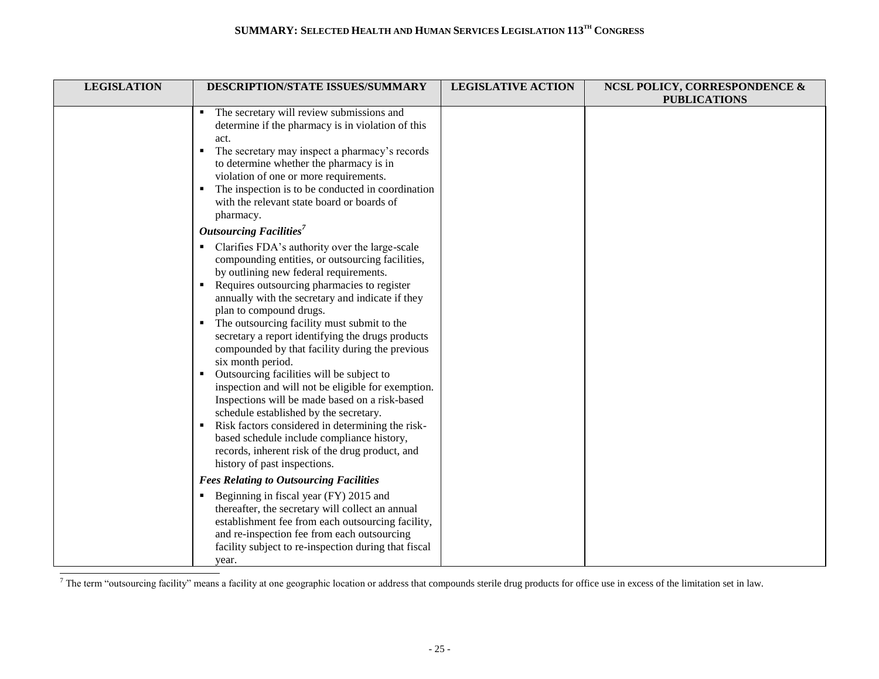| LEGISLATION | DESCRIPTION/STATE ISSUES/SUMMARY | LEGISLATIVE ACTION | NCSL POLICY, CORRESPONDENCE & PUBLICATIONS |
|---|---|---|---|
| | ▪ The secretary will review submissions and determine if the pharmacy is in violation of this act.<br>▪ The secretary may inspect a pharmacy's records to determine whether the pharmacy is in violation of one or more requirements.<br>▪ The inspection is to be conducted in coordination with the relevant state board or boards of pharmacy.<br>***Outsourcing Facilities***[7]<br>▪ Clarifies FDA's authority over the large-scale compounding entities, or outsourcing facilities, by outlining new federal requirements.<br>▪ Requires outsourcing pharmacies to register annually with the secretary and indicate if they plan to compound drugs.<br>▪ The outsourcing facility must submit to the secretary a report identifying the drugs products compounded by that facility during the previous six month period.<br>▪ Outsourcing facilities will be subject to inspection and will not be eligible for exemption. Inspections will be made based on a risk-based schedule established by the secretary.<br>▪ Risk factors considered in determining the risk-based schedule include compliance history, records, inherent risk of the drug product, and history of past inspections.<br>***Fees Relating to Outsourcing Facilities***<br>▪ Beginning in fiscal year (FY) 2015 and thereafter, the secretary will collect an annual establishment fee from each outsourcing facility, and re-inspection fee from each outsourcing facility subject to re-inspection during that fiscal year. | | |

[7] The term "outsourcing facility" means a facility at one geographic location or address that compounds sterile drug products for office use in excess of the limitation set in law.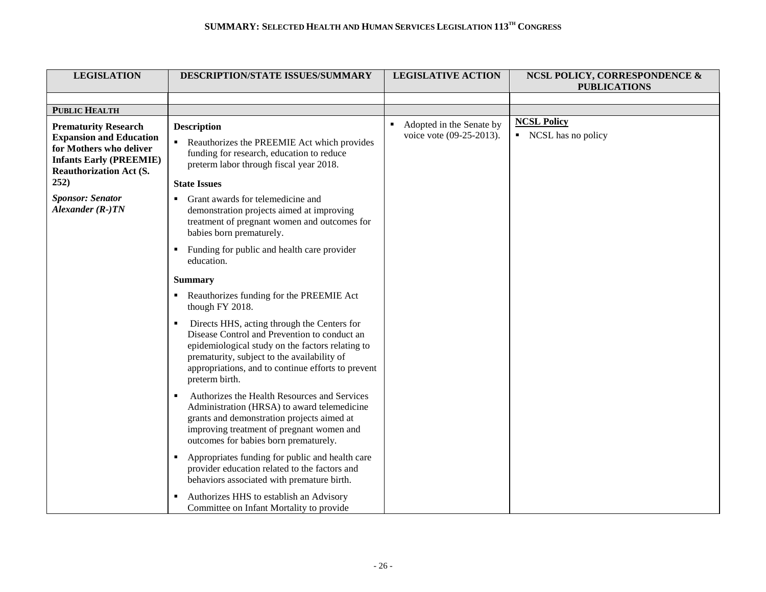# SUMMARY: SELECTED HEALTH AND HUMAN SERVICES LEGISLATION 113TH CONGRESS

| LEGISLATION | DESCRIPTION/STATE ISSUES/SUMMARY | LEGISLATIVE ACTION | NCSL POLICY, CORRESPONDENCE & PUBLICATIONS |
|---|---|---|---|
| | | | |
| **PUBLIC HEALTH** | | | |
| **Prematurity Research Expansion and Education for Mothers who deliver Infants Early (PREEMIE) Reauthorization Act (S. 252)**<br><br>***Sponsor: Senator Alexander (R-)TN*** | **Description**<br>▪ Reauthorizes the PREEMIE Act which provides funding for research, education to reduce preterm labor through fiscal year 2018.<br><br>**State Issues**<br>▪ Grant awards for telemedicine and demonstration projects aimed at improving treatment of pregnant women and outcomes for babies born prematurely.<br>▪ Funding for public and health care provider education.<br><br>**Summary**<br>▪ Reauthorizes funding for the PREEMIE Act though FY 2018.<br>▪ Directs HHS, acting through the Centers for Disease Control and Prevention to conduct an epidemiological study on the factors relating to prematurity, subject to the availability of appropriations, and to continue efforts to prevent preterm birth.<br>▪ Authorizes the Health Resources and Services Administration (HRSA) to award telemedicine grants and demonstration projects aimed at improving treatment of pregnant women and outcomes for babies born prematurely.<br>▪ Appropriates funding for public and health care provider education related to the factors and behaviors associated with premature birth.<br>▪ Authorizes HHS to establish an Advisory Committee on Infant Mortality to provide | ▪ Adopted in the Senate by voice vote (09-25-2013). | **NCSL Policy**<br>▪ NCSL has no policy |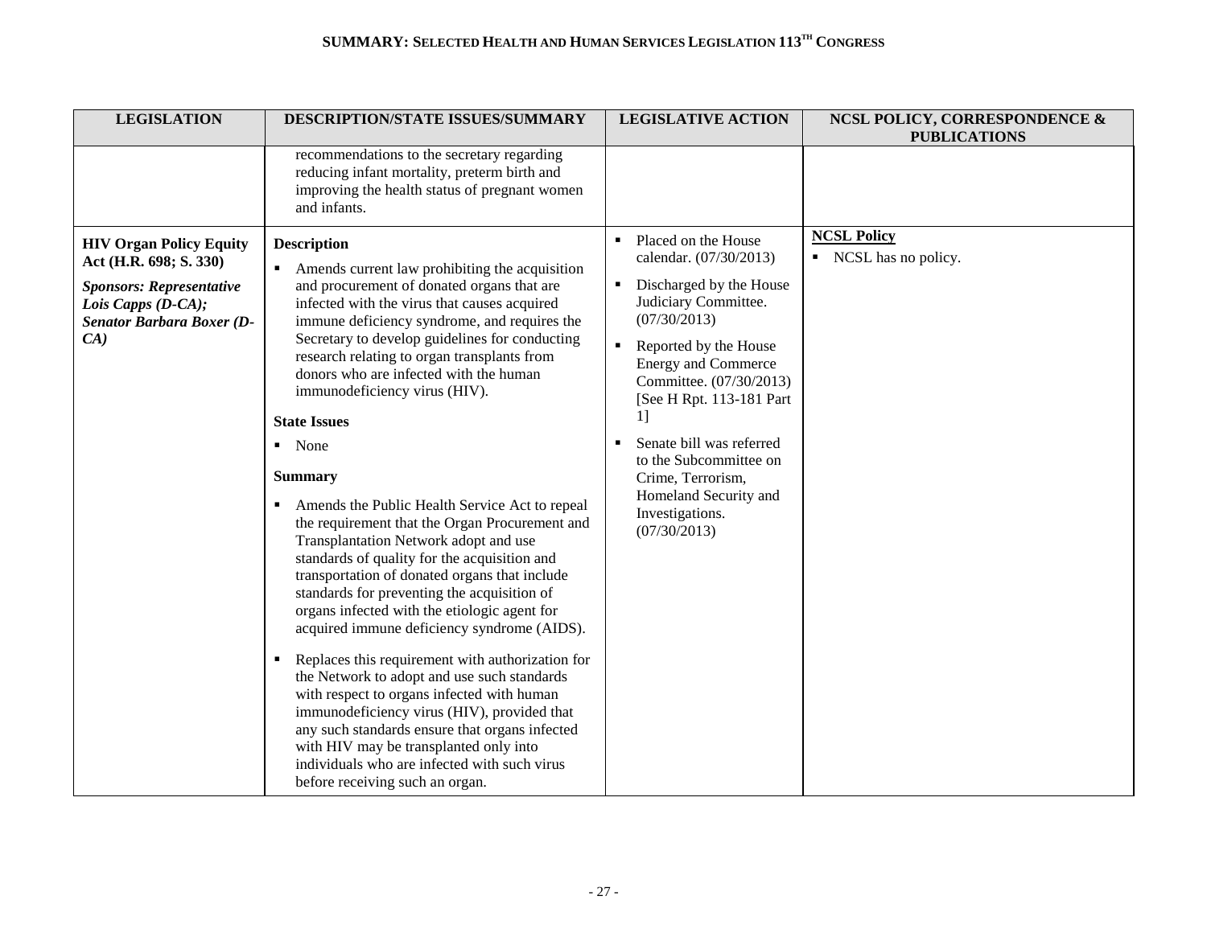| LEGISLATION | DESCRIPTION/STATE ISSUES/SUMMARY | LEGISLATIVE ACTION | NCSL POLICY, CORRESPONDENCE & PUBLICATIONS |
|---|---|---|---|
| | recommendations to the secretary regarding reducing infant mortality, preterm birth and improving the health status of pregnant women and infants. | | |
| **HIV Organ Policy Equity Act (H.R. 698; S. 330)**<br><br>***Sponsors: Representative Lois Capps (D-CA); Senator Barbara Boxer (D-CA)*** | **Description**<br>▪ Amends current law prohibiting the acquisition and procurement of donated organs that are infected with the virus that causes acquired immune deficiency syndrome, and requires the Secretary to develop guidelines for conducting research relating to organ transplants from donors who are infected with the human immunodeficiency virus (HIV).<br><br>**State Issues**<br>▪ None<br><br>**Summary**<br>▪ Amends the Public Health Service Act to repeal the requirement that the Organ Procurement and Transplantation Network adopt and use standards of quality for the acquisition and transportation of donated organs that include standards for preventing the acquisition of organs infected with the etiologic agent for acquired immune deficiency syndrome (AIDS).<br>▪ Replaces this requirement with authorization for the Network to adopt and use such standards with respect to organs infected with human immunodeficiency virus (HIV), provided that any such standards ensure that organs infected with HIV may be transplanted only into individuals who are infected with such virus before receiving such an organ. | ▪ Placed on the House calendar. (07/30/2013)<br>▪ Discharged by the House Judiciary Committee. (07/30/2013)<br>▪ Reported by the House Energy and Commerce Committee. (07/30/2013) [See H Rpt. 113-181 Part 1]<br>▪ Senate bill was referred to the Subcommittee on Crime, Terrorism, Homeland Security and Investigations. (07/30/2013) | **NCSL Policy**<br>▪ NCSL has no policy. |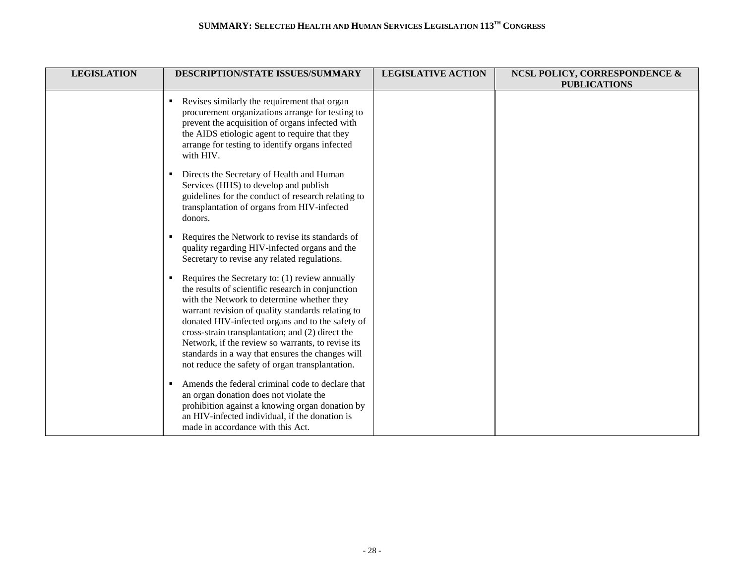| LEGISLATION | DESCRIPTION/STATE ISSUES/SUMMARY | LEGISLATIVE ACTION | NCSL POLICY, CORRESPONDENCE & PUBLICATIONS |
|---|---|---|---|
| | ▪ Revises similarly the requirement that organ procurement organizations arrange for testing to prevent the acquisition of organs infected with the AIDS etiologic agent to require that they arrange for testing to identify organs infected with HIV.<br><br>▪ Directs the Secretary of Health and Human Services (HHS) to develop and publish guidelines for the conduct of research relating to transplantation of organs from HIV-infected donors.<br><br>▪ Requires the Network to revise its standards of quality regarding HIV-infected organs and the Secretary to revise any related regulations.<br><br>▪ Requires the Secretary to: (1) review annually the results of scientific research in conjunction with the Network to determine whether they warrant revision of quality standards relating to donated HIV-infected organs and to the safety of cross-strain transplantation; and (2) direct the Network, if the review so warrants, to revise its standards in a way that ensures the changes will not reduce the safety of organ transplantation.<br><br>▪ Amends the federal criminal code to declare that an organ donation does not violate the prohibition against a knowing organ donation by an HIV-infected individual, if the donation is made in accordance with this Act. | | |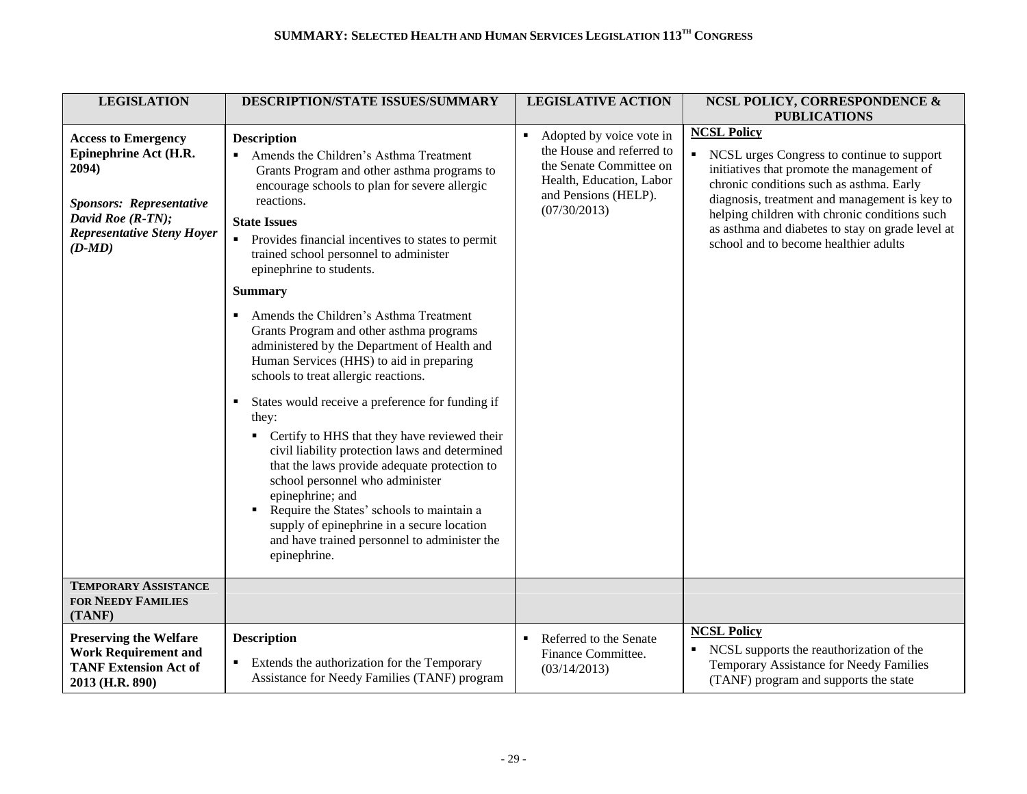| LEGISLATION | DESCRIPTION/STATE ISSUES/SUMMARY | LEGISLATIVE ACTION | NCSL POLICY, CORRESPONDENCE & PUBLICATIONS |
|---|---|---|---|
| **Access to Emergency Epinephrine Act (H.R. 2094)**<br><br>***Sponsors: Representative David Roe (R-TN); Representative Steny Hoyer (D-MD)*** | **Description**<br>▪ Amends the Children's Asthma Treatment Grants Program and other asthma programs to encourage schools to plan for severe allergic reactions.<br>**State Issues**<br>▪ Provides financial incentives to states to permit trained school personnel to administer epinephrine to students.<br>**Summary**<br>▪ Amends the Children's Asthma Treatment Grants Program and other asthma programs administered by the Department of Health and Human Services (HHS) to aid in preparing schools to treat allergic reactions.<br>▪ States would receive a preference for funding if they:<br>&nbsp;&nbsp;▪ Certify to HHS that they have reviewed their civil liability protection laws and determined that the laws provide adequate protection to school personnel who administer epinephrine; and<br>&nbsp;&nbsp;▪ Require the States' schools to maintain a supply of epinephrine in a secure location and have trained personnel to administer the epinephrine. | ▪ Adopted by voice vote in the House and referred to the Senate Committee on Health, Education, Labor and Pensions (HELP). (07/30/2013) | **NCSL Policy**<br>▪ NCSL urges Congress to continue to support initiatives that promote the management of chronic conditions such as asthma. Early diagnosis, treatment and management is key to helping children with chronic conditions such as asthma and diabetes to stay on grade level at school and to become healthier adults |
| **TEMPORARY ASSISTANCE FOR NEEDY FAMILIES (TANF)** | | | |
| **Preserving the Welfare Work Requirement and TANF Extension Act of 2013 (H.R. 890)** | **Description**<br>▪ Extends the authorization for the Temporary Assistance for Needy Families (TANF) program | ▪ Referred to the Senate Finance Committee. (03/14/2013) | **NCSL Policy**<br>▪ NCSL supports the reauthorization of the Temporary Assistance for Needy Families (TANF) program and supports the state |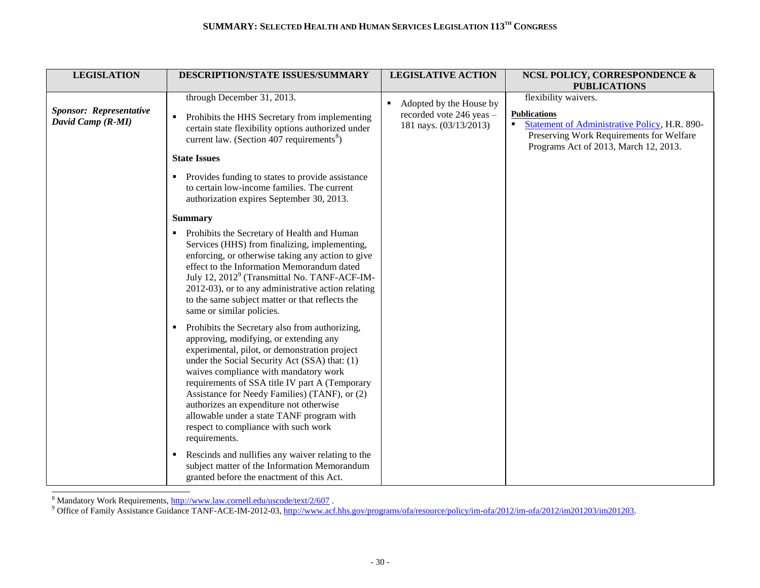| LEGISLATION | DESCRIPTION/STATE ISSUES/SUMMARY | LEGISLATIVE ACTION | NCSL POLICY, CORRESPONDENCE & PUBLICATIONS |
|---|---|---|---|
| ***Sponsor: Representative David Camp (R-MI)*** | through December 31, 2013.<br><br>▪ Prohibits the HHS Secretary from implementing certain state flexibility options authorized under current law. (Section 407 requirements[8])<br><br>**State Issues**<br><br>▪ Provides funding to states to provide assistance to certain low-income families. The current authorization expires September 30, 2013.<br><br>**Summary**<br><br>▪ Prohibits the Secretary of Health and Human Services (HHS) from finalizing, implementing, enforcing, or otherwise taking any action to give effect to the Information Memorandum dated July 12, 2012[9] (Transmittal No. TANF-ACF-IM-2012-03), or to any administrative action relating to the same subject matter or that reflects the same or similar policies.<br><br>▪ Prohibits the Secretary also from authorizing, approving, modifying, or extending any experimental, pilot, or demonstration project under the Social Security Act (SSA) that: (1) waives compliance with mandatory work requirements of SSA title IV part A (Temporary Assistance for Needy Families) (TANF), or (2) authorizes an expenditure not otherwise allowable under a state TANF program with respect to compliance with such work requirements.<br><br>▪ Rescinds and nullifies any waiver relating to the subject matter of the Information Memorandum granted before the enactment of this Act. | ▪ Adopted by the House by recorded vote 246 yeas – 181 nays. (03/13/2013) | flexibility waivers.<br><br>**Publications**<br>▪ Statement of Administrative Policy, H.R. 890-Preserving Work Requirements for Welfare Programs Act of 2013, March 12, 2013. |

[8] Mandatory Work Requirements, http://www.law.cornell.edu/uscode/text/2/607 .

[9] Office of Family Assistance Guidance TANF-ACE-IM-2012-03, http://www.acf.hhs.gov/programs/ofa/resource/policy/im-ofa/2012/im-ofa/2012/im201203/im201203.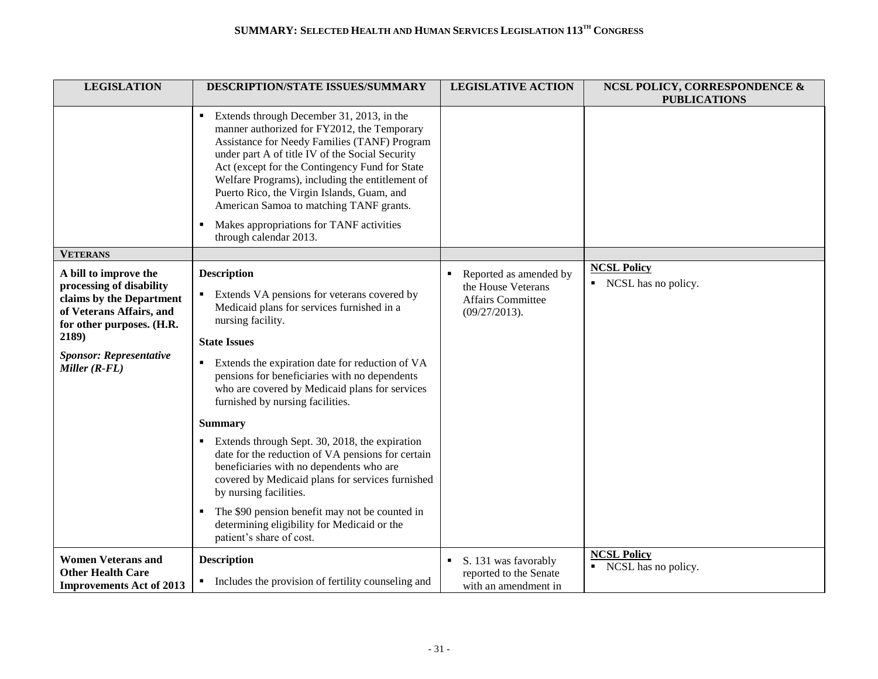| LEGISLATION | DESCRIPTION/STATE ISSUES/SUMMARY | LEGISLATIVE ACTION | NCSL POLICY, CORRESPONDENCE & PUBLICATIONS |
|---|---|---|---|
| | ▪ Extends through December 31, 2013, in the manner authorized for FY2012, the Temporary Assistance for Needy Families (TANF) Program under part A of title IV of the Social Security Act (except for the Contingency Fund for State Welfare Programs), including the entitlement of Puerto Rico, the Virgin Islands, Guam, and American Samoa to matching TANF grants.<br>▪ Makes appropriations for TANF activities through calendar 2013. | | |
| **VETERANS** | | | |
| **A bill to improve the processing of disability claims by the Department of Veterans Affairs, and for other purposes. (H.R. 2189)**<br>***Sponsor: Representative Miller (R-FL)*** | **Description**<br>▪ Extends VA pensions for veterans covered by Medicaid plans for services furnished in a nursing facility.<br>**State Issues**<br>▪ Extends the expiration date for reduction of VA pensions for beneficiaries with no dependents who are covered by Medicaid plans for services furnished by nursing facilities.<br>**Summary**<br>▪ Extends through Sept. 30, 2018, the expiration date for the reduction of VA pensions for certain beneficiaries with no dependents who are covered by Medicaid plans for services furnished by nursing facilities.<br>▪ The $90 pension benefit may not be counted in determining eligibility for Medicaid or the patient's share of cost. | ▪ Reported as amended by the House Veterans Affairs Committee (09/27/2013). | **NCSL Policy**<br>▪ NCSL has no policy. |
| **Women Veterans and Other Health Care Improvements Act of 2013** | **Description**<br>▪ Includes the provision of fertility counseling and | ▪ S. 131 was favorably reported to the Senate with an amendment in | **NCSL Policy**<br>▪ NCSL has no policy. |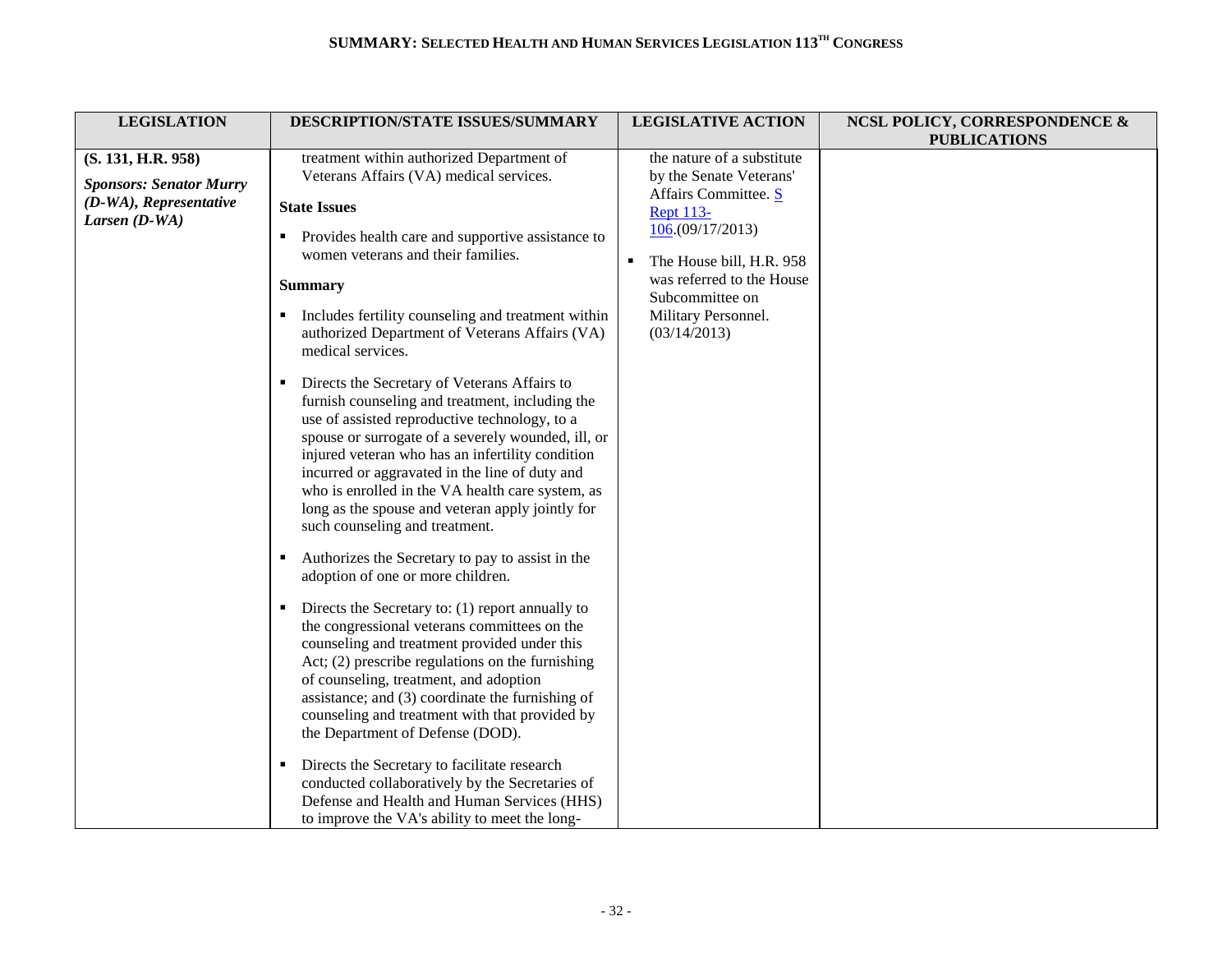| LEGISLATION | DESCRIPTION/STATE ISSUES/SUMMARY | LEGISLATIVE ACTION | NCSL POLICY, CORRESPONDENCE & PUBLICATIONS |
|---|---|---|---|
| **(S. 131, H.R. 958)**<br><br>***Sponsors: Senator Murry (D-WA), Representative Larsen (D-WA)*** | treatment within authorized Department of Veterans Affairs (VA) medical services.<br><br>**State Issues**<br><br>▪ Provides health care and supportive assistance to women veterans and their families.<br><br>**Summary**<br><br>▪ Includes fertility counseling and treatment within authorized Department of Veterans Affairs (VA) medical services.<br><br>▪ Directs the Secretary of Veterans Affairs to furnish counseling and treatment, including the use of assisted reproductive technology, to a spouse or surrogate of a severely wounded, ill, or injured veteran who has an infertility condition incurred or aggravated in the line of duty and who is enrolled in the VA health care system, as long as the spouse and veteran apply jointly for such counseling and treatment.<br><br>▪ Authorizes the Secretary to pay to assist in the adoption of one or more children.<br><br>▪ Directs the Secretary to: (1) report annually to the congressional veterans committees on the counseling and treatment provided under this Act; (2) prescribe regulations on the furnishing of counseling, treatment, and adoption assistance; and (3) coordinate the furnishing of counseling and treatment with that provided by the Department of Defense (DOD).<br><br>▪ Directs the Secretary to facilitate research conducted collaboratively by the Secretaries of Defense and Health and Human Services (HHS) to improve the VA's ability to meet the long- | the nature of a substitute by the Senate Veterans' Affairs Committee. S Rept 113-106.(09/17/2013)<br><br>▪ The House bill, H.R. 958 was referred to the House Subcommittee on Military Personnel. (03/14/2013) | |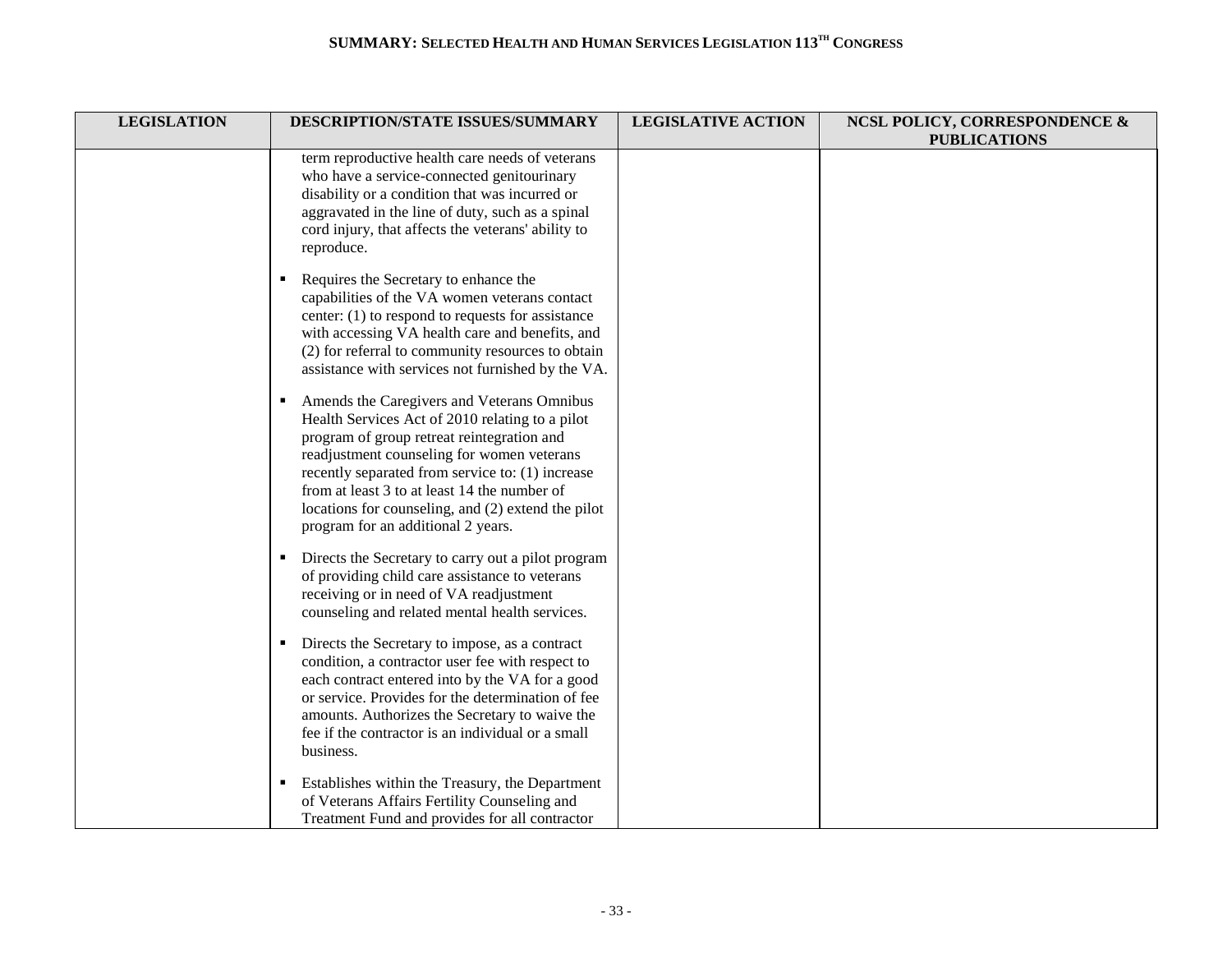| LEGISLATION | DESCRIPTION/STATE ISSUES/SUMMARY | LEGISLATIVE ACTION | NCSL POLICY, CORRESPONDENCE & PUBLICATIONS |
|---|---|---|---|
| | term reproductive health care needs of veterans who have a service-connected genitourinary disability or a condition that was incurred or aggravated in the line of duty, such as a spinal cord injury, that affects the veterans' ability to reproduce.<br><br>▪ Requires the Secretary to enhance the capabilities of the VA women veterans contact center: (1) to respond to requests for assistance with accessing VA health care and benefits, and (2) for referral to community resources to obtain assistance with services not furnished by the VA.<br><br>▪ Amends the Caregivers and Veterans Omnibus Health Services Act of 2010 relating to a pilot program of group retreat reintegration and readjustment counseling for women veterans recently separated from service to: (1) increase from at least 3 to at least 14 the number of locations for counseling, and (2) extend the pilot program for an additional 2 years.<br><br>▪ Directs the Secretary to carry out a pilot program of providing child care assistance to veterans receiving or in need of VA readjustment counseling and related mental health services.<br><br>▪ Directs the Secretary to impose, as a contract condition, a contractor user fee with respect to each contract entered into by the VA for a good or service. Provides for the determination of fee amounts. Authorizes the Secretary to waive the fee if the contractor is an individual or a small business.<br><br>▪ Establishes within the Treasury, the Department of Veterans Affairs Fertility Counseling and Treatment Fund and provides for all contractor | | |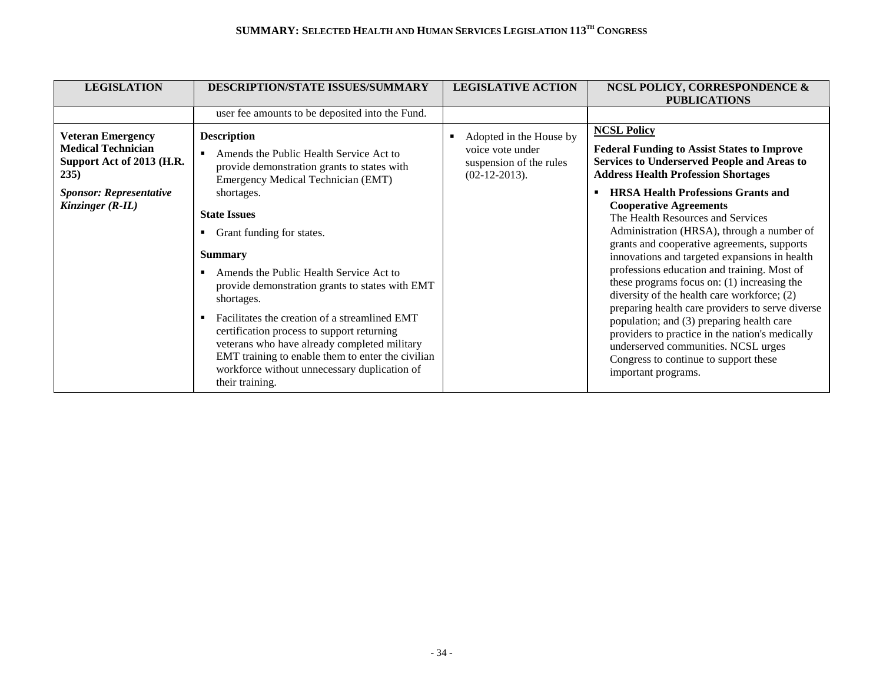| LEGISLATION | DESCRIPTION/STATE ISSUES/SUMMARY | LEGISLATIVE ACTION | NCSL POLICY, CORRESPONDENCE & PUBLICATIONS |
|---|---|---|---|
| | user fee amounts to be deposited into the Fund. | | |
| **Veteran Emergency Medical Technician Support Act of 2013 (H.R. 235)**<br><br>***Sponsor: Representative Kinzinger (R-IL)*** | **Description**<br>▪ Amends the Public Health Service Act to provide demonstration grants to states with Emergency Medical Technician (EMT) shortages.<br><br>**State Issues**<br>▪ Grant funding for states.<br><br>**Summary**<br>▪ Amends the Public Health Service Act to provide demonstration grants to states with EMT shortages.<br>▪ Facilitates the creation of a streamlined EMT certification process to support returning veterans who have already completed military EMT training to enable them to enter the civilian workforce without unnecessary duplication of their training. | ▪ Adopted in the House by voice vote under suspension of the rules (02-12-2013). | **NCSL Policy**<br><br>**Federal Funding to Assist States to Improve Services to Underserved People and Areas to Address Health Profession Shortages**<br><br>▪ **HRSA Health Professions Grants and Cooperative Agreements**<br>The Health Resources and Services Administration (HRSA), through a number of grants and cooperative agreements, supports innovations and targeted expansions in health professions education and training. Most of these programs focus on: (1) increasing the diversity of the health care workforce; (2) preparing health care providers to serve diverse population; and (3) preparing health care providers to practice in the nation's medically underserved communities. NCSL urges Congress to continue to support these important programs. |